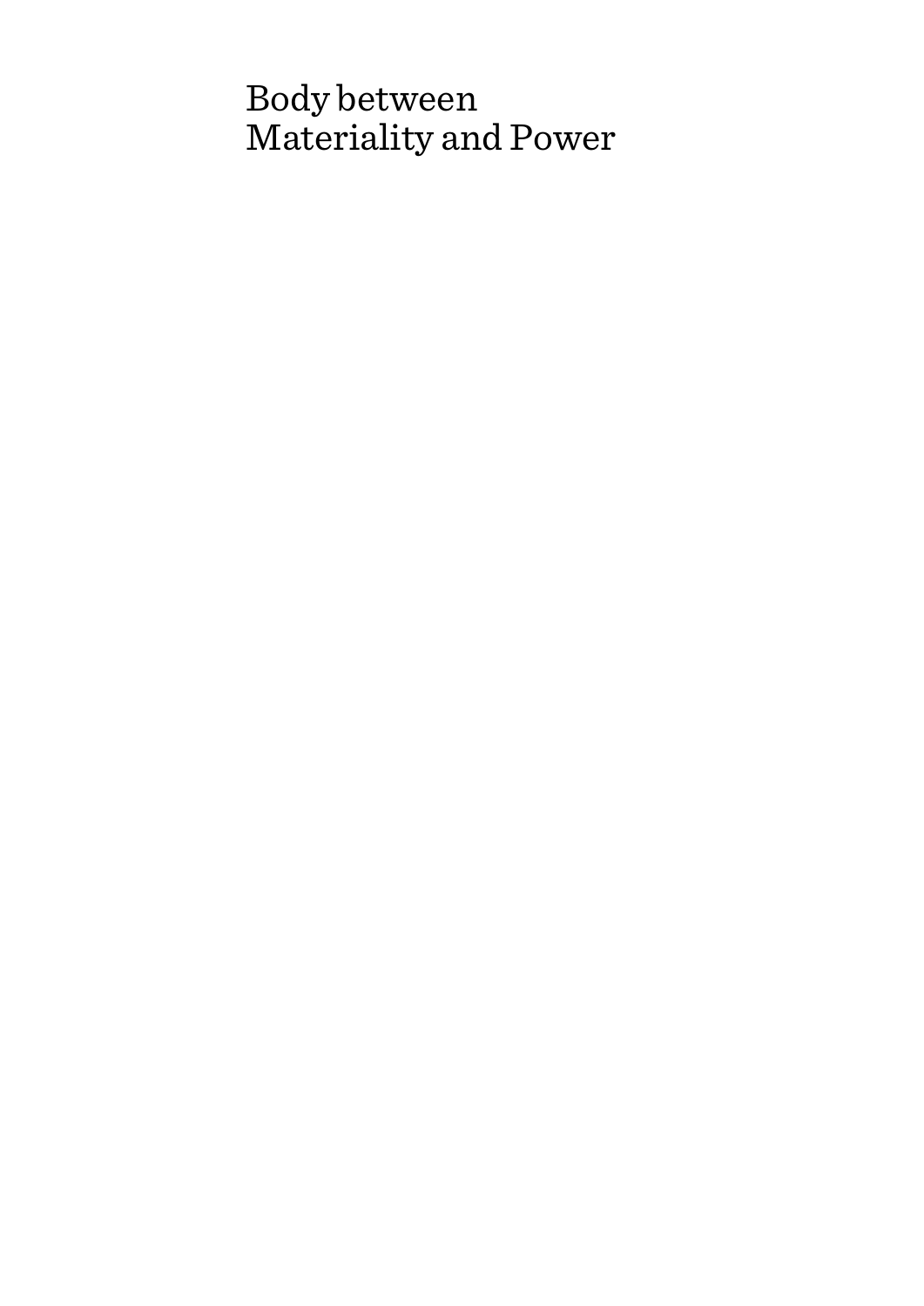# Body between Materiality and Power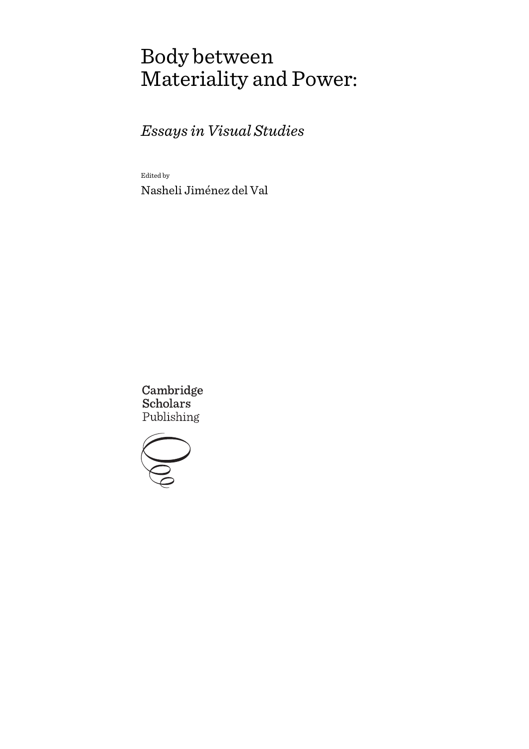# Body between Materiality and Power:

## *Essays in Visual Studies*

Edited by

Nasheli Jiménez del Val

Cambridge
Scholars
Publishing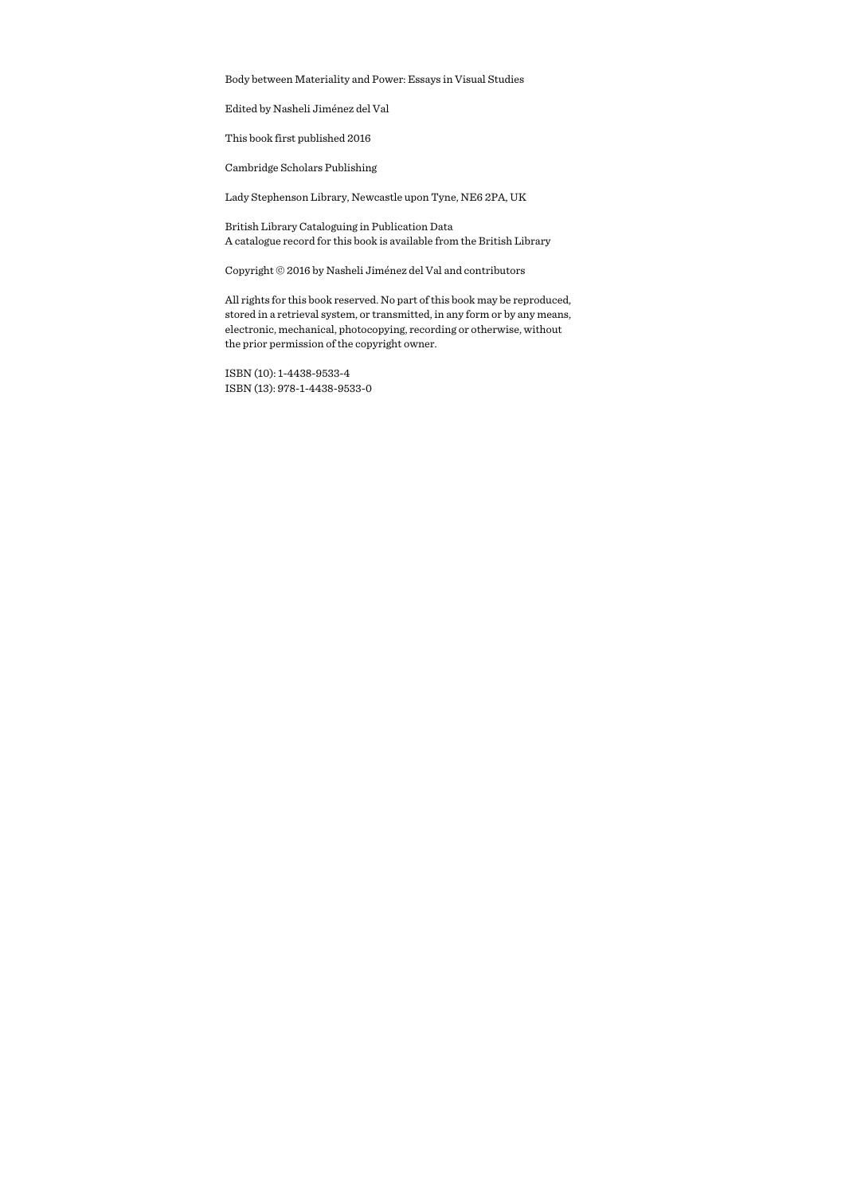Body between Materiality and Power: Essays in Visual Studies

Edited by Nasheli Jiménez del Val

This book first published 2016

Cambridge Scholars Publishing

Lady Stephenson Library, Newcastle upon Tyne, NE6 2PA, UK

British Library Cataloguing in Publication Data
A catalogue record for this book is available from the British Library

Copyright © 2016 by Nasheli Jiménez del Val and contributors

All rights for this book reserved. No part of this book may be reproduced, stored in a retrieval system, or transmitted, in any form or by any means, electronic, mechanical, photocopying, recording or otherwise, without the prior permission of the copyright owner.

ISBN (10): 1-4438-9533-4
ISBN (13): 978-1-4438-9533-0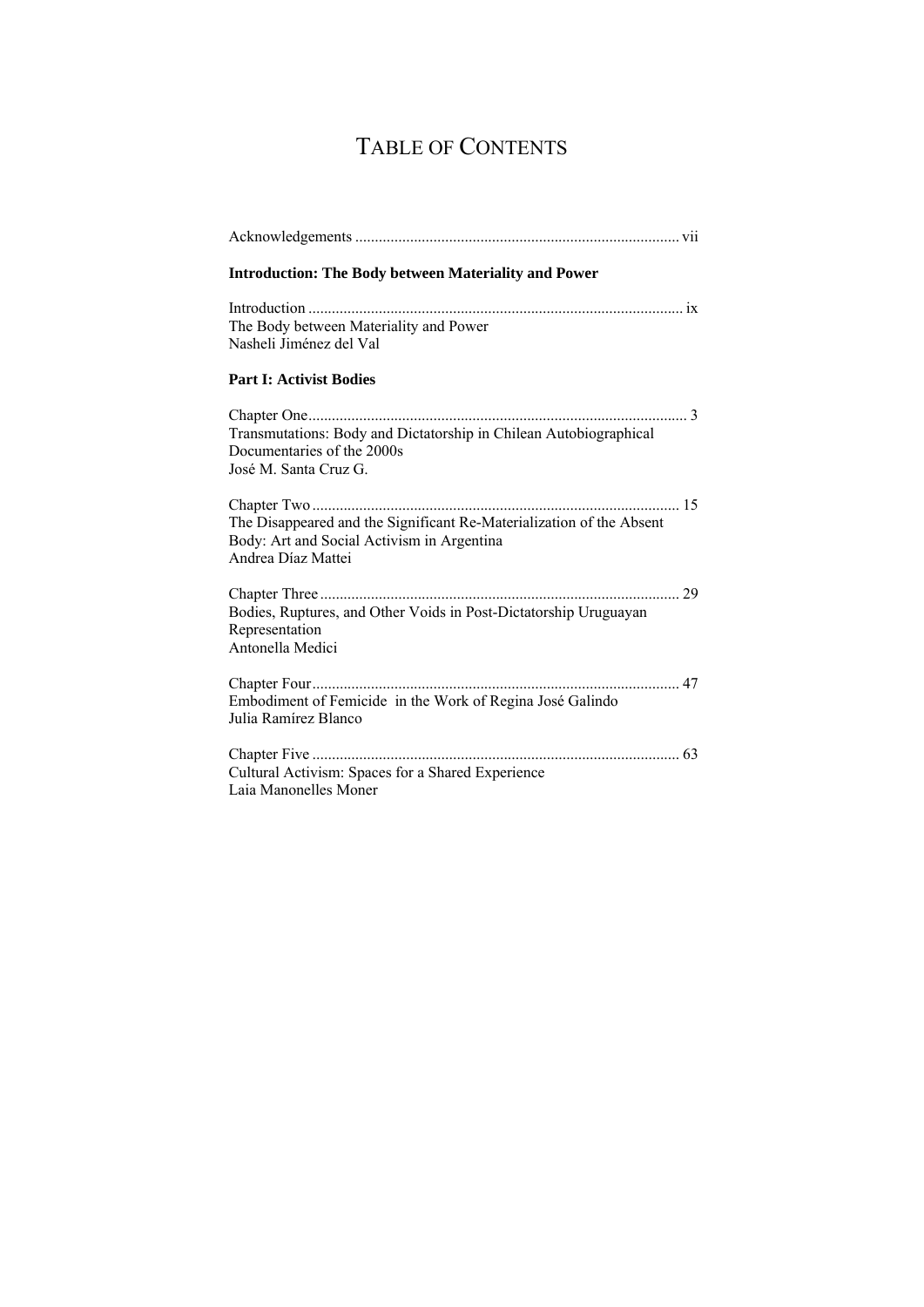# TABLE OF CONTENTS

Acknowledgements .................................................................................. vii

**Introduction: The Body between Materiality and Power**

Introduction ............................................................................................... ix
The Body between Materiality and Power
Nasheli Jiménez del Val

**Part I: Activist Bodies**

Chapter One................................................................................................ 3
Transmutations: Body and Dictatorship in Chilean Autobiographical Documentaries of the 2000s
José M. Santa Cruz G.

Chapter Two ............................................................................................. 15
The Disappeared and the Significant Re-Materialization of the Absent Body: Art and Social Activism in Argentina
Andrea Díaz Mattei

Chapter Three ........................................................................................... 29
Bodies, Ruptures, and Other Voids in Post-Dictatorship Uruguayan Representation
Antonella Medici

Chapter Four............................................................................................. 47
Embodiment of Femicide in the Work of Regina José Galindo
Julia Ramírez Blanco

Chapter Five ............................................................................................. 63
Cultural Activism: Spaces for a Shared Experience
Laia Manonelles Moner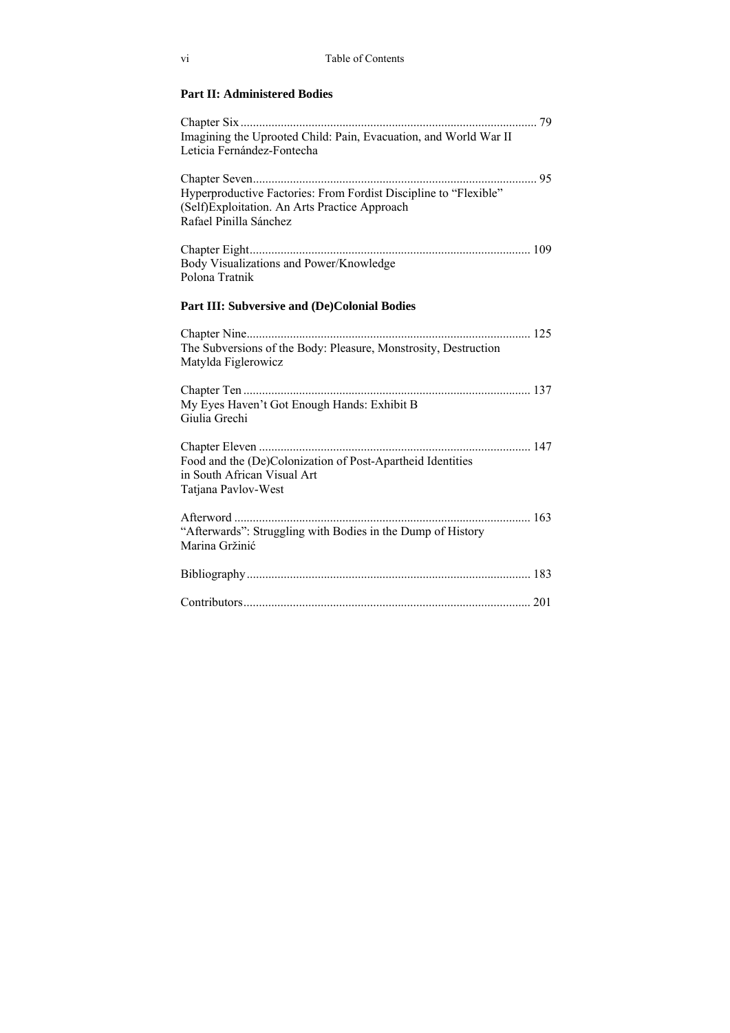## Part II: Administered Bodies

Chapter Six ............................................................................................... 79
Imagining the Uprooted Child: Pain, Evacuation, and World War II
Leticia Fernández-Fontecha

Chapter Seven........................................................................................... 95
Hyperproductive Factories: From Fordist Discipline to "Flexible" (Self)Exploitation. An Arts Practice Approach
Rafael Pinilla Sánchez

Chapter Eight.......................................................................................... 109
Body Visualizations and Power/Knowledge
Polona Tratnik

## Part III: Subversive and (De)Colonial Bodies

Chapter Nine........................................................................................... 125
The Subversions of the Body: Pleasure, Monstrosity, Destruction
Matylda Figlerowicz

Chapter Ten ............................................................................................ 137
My Eyes Haven't Got Enough Hands: Exhibit B
Giulia Grechi

Chapter Eleven ....................................................................................... 147
Food and the (De)Colonization of Post-Apartheid Identities in South African Visual Art
Tatjana Pavlov-West

Afterword ............................................................................................... 163
"Afterwards": Struggling with Bodies in the Dump of History
Marina Gržinić

Bibliography........................................................................................... 183

Contributors............................................................................................ 201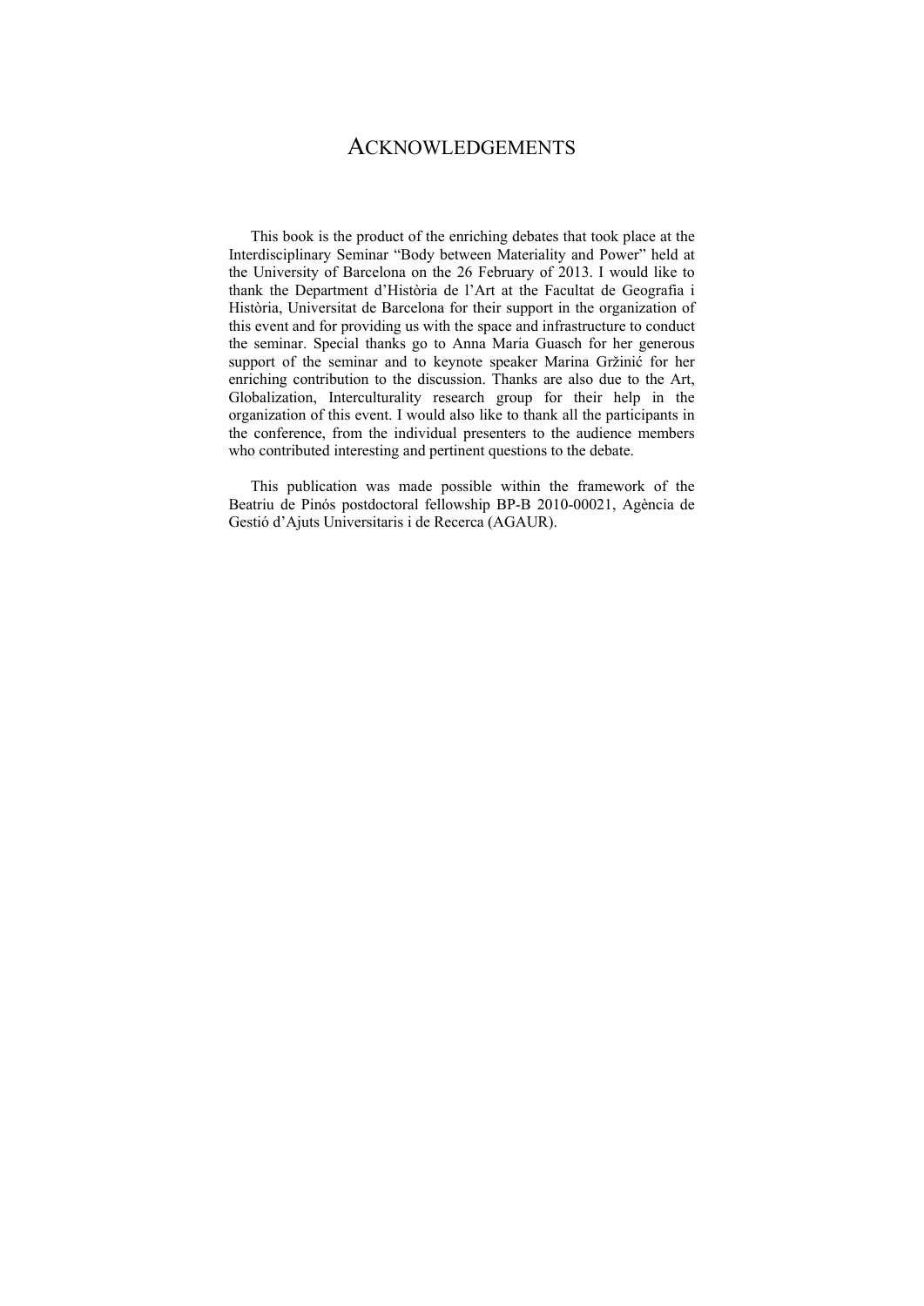# ACKNOWLEDGEMENTS

This book is the product of the enriching debates that took place at the Interdisciplinary Seminar "Body between Materiality and Power" held at the University of Barcelona on the 26 February of 2013. I would like to thank the Department d'Història de l'Art at the Facultat de Geografia i Història, Universitat de Barcelona for their support in the organization of this event and for providing us with the space and infrastructure to conduct the seminar. Special thanks go to Anna Maria Guasch for her generous support of the seminar and to keynote speaker Marina Gržinić for her enriching contribution to the discussion. Thanks are also due to the Art, Globalization, Interculturality research group for their help in the organization of this event. I would also like to thank all the participants in the conference, from the individual presenters to the audience members who contributed interesting and pertinent questions to the debate.

This publication was made possible within the framework of the Beatriu de Pinós postdoctoral fellowship BP-B 2010-00021, Agència de Gestió d'Ajuts Universitaris i de Recerca (AGAUR).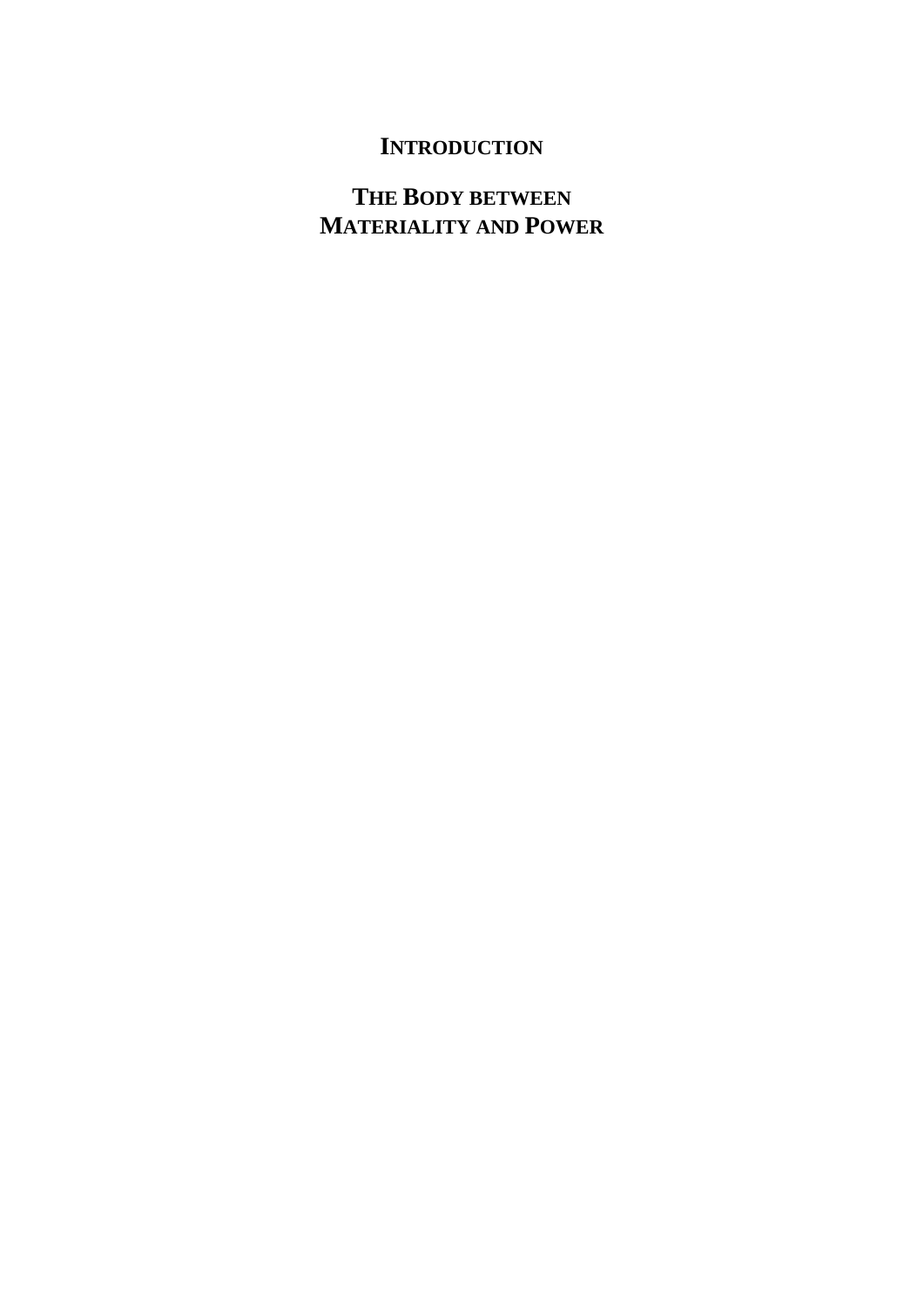# INTRODUCTION

## THE BODY BETWEEN MATERIALITY AND POWER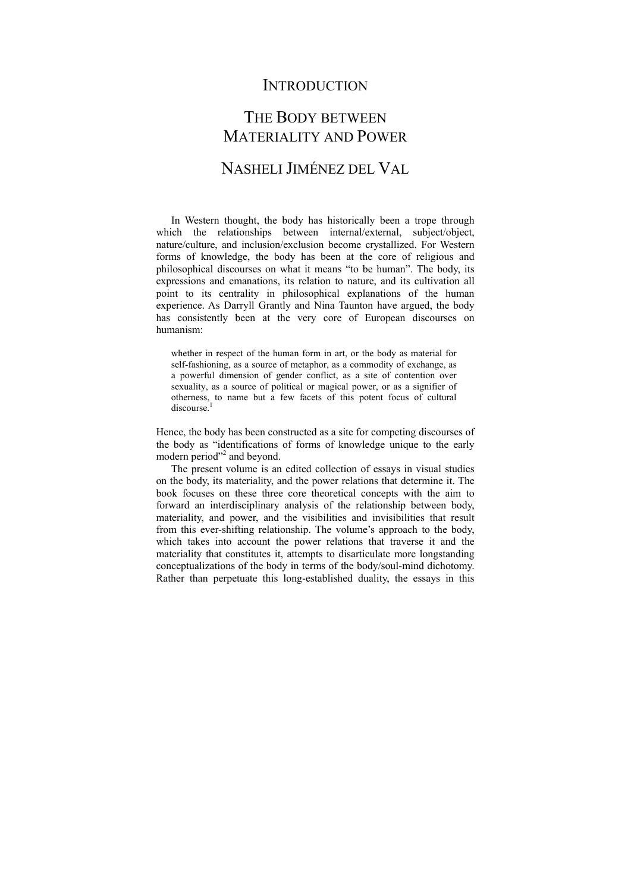# INTRODUCTION

# THE BODY BETWEEN MATERIALITY AND POWER

## NASHELI JIMÉNEZ DEL VAL

In Western thought, the body has historically been a trope through which the relationships between internal/external, subject/object, nature/culture, and inclusion/exclusion become crystallized. For Western forms of knowledge, the body has been at the core of religious and philosophical discourses on what it means "to be human". The body, its expressions and emanations, its relation to nature, and its cultivation all point to its centrality in philosophical explanations of the human experience. As Darryll Grantly and Nina Taunton have argued, the body has consistently been at the very core of European discourses on humanism:

> whether in respect of the human form in art, or the body as material for self-fashioning, as a source of metaphor, as a commodity of exchange, as a powerful dimension of gender conflict, as a site of contention over sexuality, as a source of political or magical power, or as a signifier of otherness, to name but a few facets of this potent focus of cultural discourse.[1]

Hence, the body has been constructed as a site for competing discourses of the body as "identifications of forms of knowledge unique to the early modern period"[2] and beyond.

The present volume is an edited collection of essays in visual studies on the body, its materiality, and the power relations that determine it. The book focuses on these three core theoretical concepts with the aim to forward an interdisciplinary analysis of the relationship between body, materiality, and power, and the visibilities and invisibilities that result from this ever-shifting relationship. The volume's approach to the body, which takes into account the power relations that traverse it and the materiality that constitutes it, attempts to disarticulate more longstanding conceptualizations of the body in terms of the body/soul-mind dichotomy. Rather than perpetuate this long-established duality, the essays in this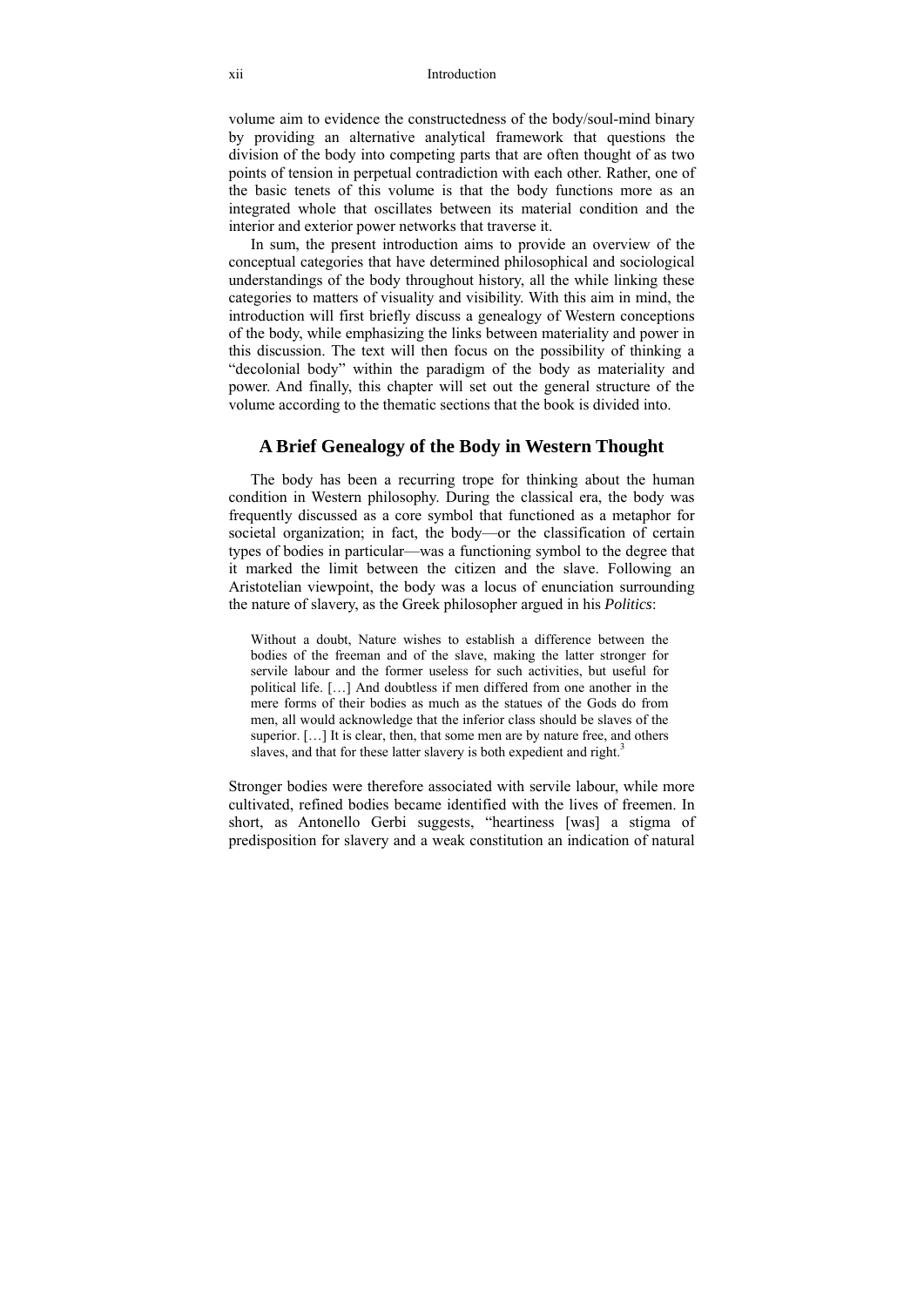volume aim to evidence the constructedness of the body/soul-mind binary by providing an alternative analytical framework that questions the division of the body into competing parts that are often thought of as two points of tension in perpetual contradiction with each other. Rather, one of the basic tenets of this volume is that the body functions more as an integrated whole that oscillates between its material condition and the interior and exterior power networks that traverse it.

In sum, the present introduction aims to provide an overview of the conceptual categories that have determined philosophical and sociological understandings of the body throughout history, all the while linking these categories to matters of visuality and visibility. With this aim in mind, the introduction will first briefly discuss a genealogy of Western conceptions of the body, while emphasizing the links between materiality and power in this discussion. The text will then focus on the possibility of thinking a "decolonial body" within the paradigm of the body as materiality and power. And finally, this chapter will set out the general structure of the volume according to the thematic sections that the book is divided into.

## A Brief Genealogy of the Body in Western Thought

The body has been a recurring trope for thinking about the human condition in Western philosophy. During the classical era, the body was frequently discussed as a core symbol that functioned as a metaphor for societal organization; in fact, the body—or the classification of certain types of bodies in particular—was a functioning symbol to the degree that it marked the limit between the citizen and the slave. Following an Aristotelian viewpoint, the body was a locus of enunciation surrounding the nature of slavery, as the Greek philosopher argued in his *Politics*:

> Without a doubt, Nature wishes to establish a difference between the bodies of the freeman and of the slave, making the latter stronger for servile labour and the former useless for such activities, but useful for political life. […] And doubtless if men differed from one another in the mere forms of their bodies as much as the statues of the Gods do from men, all would acknowledge that the inferior class should be slaves of the superior. […] It is clear, then, that some men are by nature free, and others slaves, and that for these latter slavery is both expedient and right.[3]

Stronger bodies were therefore associated with servile labour, while more cultivated, refined bodies became identified with the lives of freemen. In short, as Antonello Gerbi suggests, "heartiness [was] a stigma of predisposition for slavery and a weak constitution an indication of natural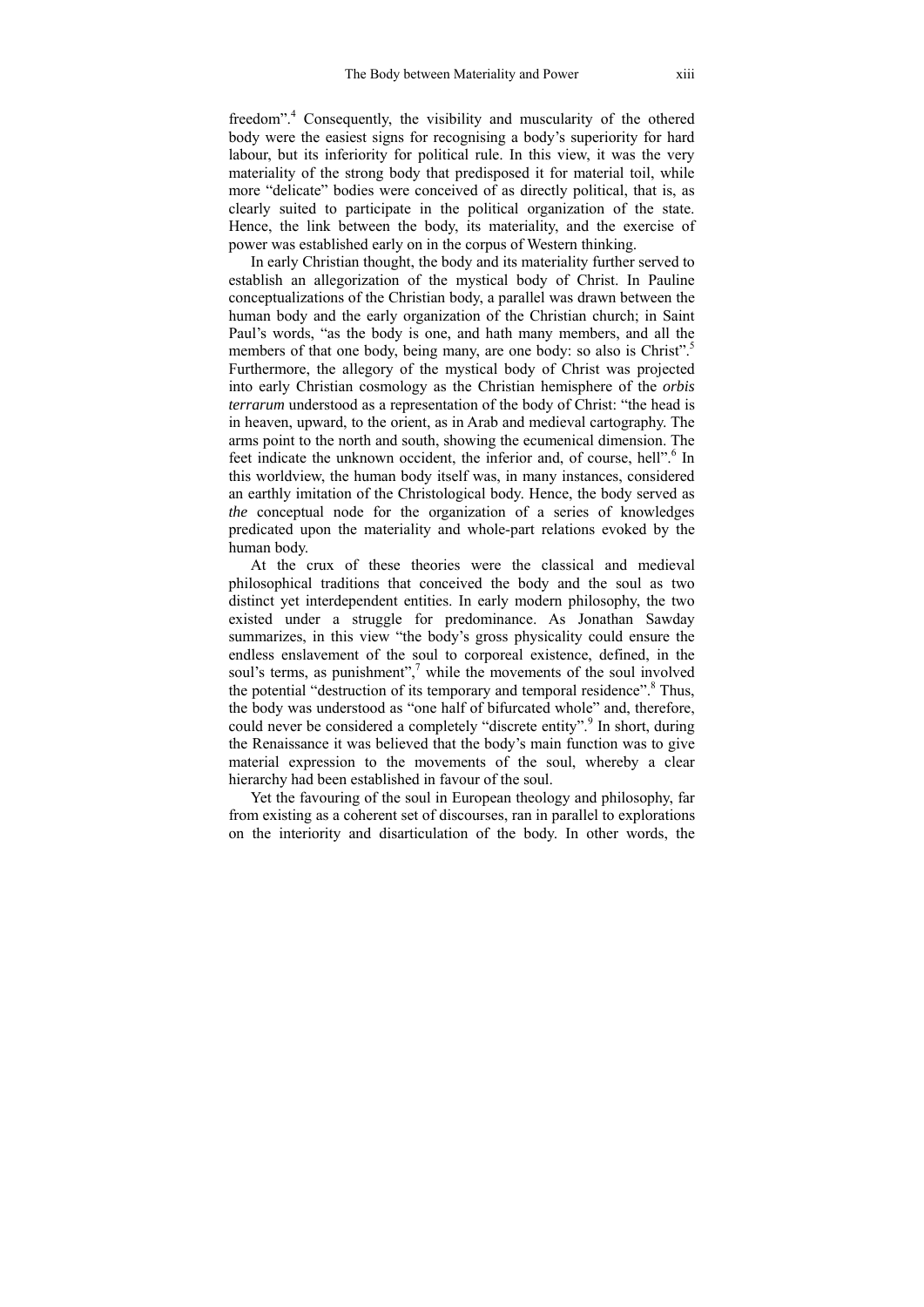freedom".[4] Consequently, the visibility and muscularity of the othered body were the easiest signs for recognising a body's superiority for hard labour, but its inferiority for political rule. In this view, it was the very materiality of the strong body that predisposed it for material toil, while more "delicate" bodies were conceived of as directly political, that is, as clearly suited to participate in the political organization of the state. Hence, the link between the body, its materiality, and the exercise of power was established early on in the corpus of Western thinking.

In early Christian thought, the body and its materiality further served to establish an allegorization of the mystical body of Christ. In Pauline conceptualizations of the Christian body, a parallel was drawn between the human body and the early organization of the Christian church; in Saint Paul's words, "as the body is one, and hath many members, and all the members of that one body, being many, are one body: so also is Christ".[5] Furthermore, the allegory of the mystical body of Christ was projected into early Christian cosmology as the Christian hemisphere of the *orbis terrarum* understood as a representation of the body of Christ: "the head is in heaven, upward, to the orient, as in Arab and medieval cartography. The arms point to the north and south, showing the ecumenical dimension. The feet indicate the unknown occident, the inferior and, of course, hell".[6] In this worldview, the human body itself was, in many instances, considered an earthly imitation of the Christological body. Hence, the body served as *the* conceptual node for the organization of a series of knowledges predicated upon the materiality and whole-part relations evoked by the human body.

At the crux of these theories were the classical and medieval philosophical traditions that conceived the body and the soul as two distinct yet interdependent entities. In early modern philosophy, the two existed under a struggle for predominance. As Jonathan Sawday summarizes, in this view "the body's gross physicality could ensure the endless enslavement of the soul to corporeal existence, defined, in the soul's terms, as punishment",[7] while the movements of the soul involved the potential "destruction of its temporary and temporal residence".[8] Thus, the body was understood as "one half of bifurcated whole" and, therefore, could never be considered a completely "discrete entity".[9] In short, during the Renaissance it was believed that the body's main function was to give material expression to the movements of the soul, whereby a clear hierarchy had been established in favour of the soul.

Yet the favouring of the soul in European theology and philosophy, far from existing as a coherent set of discourses, ran in parallel to explorations on the interiority and disarticulation of the body. In other words, the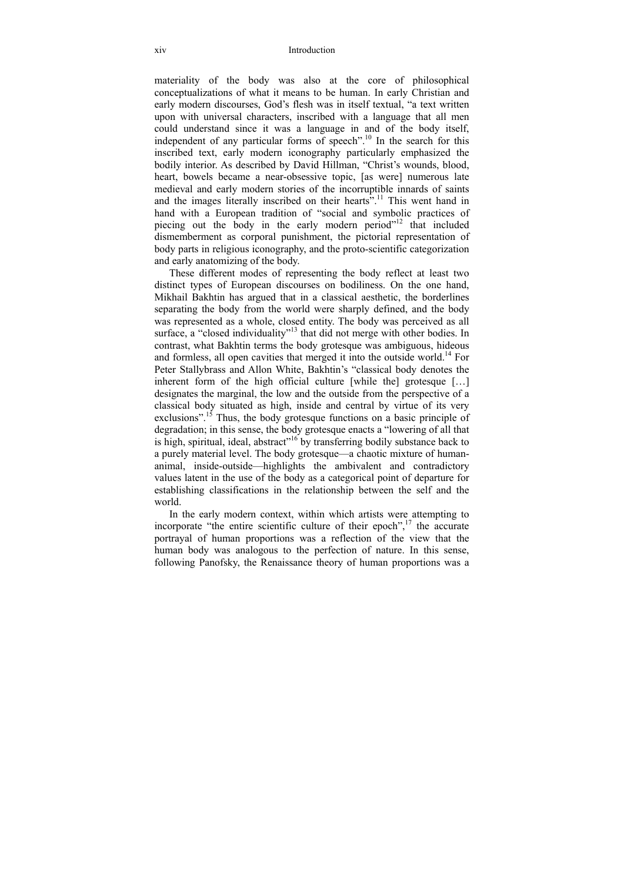materiality of the body was also at the core of philosophical conceptualizations of what it means to be human. In early Christian and early modern discourses, God's flesh was in itself textual, "a text written upon with universal characters, inscribed with a language that all men could understand since it was a language in and of the body itself, independent of any particular forms of speech".[10] In the search for this inscribed text, early modern iconography particularly emphasized the bodily interior. As described by David Hillman, "Christ's wounds, blood, heart, bowels became a near-obsessive topic, [as were] numerous late medieval and early modern stories of the incorruptible innards of saints and the images literally inscribed on their hearts".[11] This went hand in hand with a European tradition of "social and symbolic practices of piecing out the body in the early modern period"[12] that included dismemberment as corporal punishment, the pictorial representation of body parts in religious iconography, and the proto-scientific categorization and early anatomizing of the body.

These different modes of representing the body reflect at least two distinct types of European discourses on bodiliness. On the one hand, Mikhail Bakhtin has argued that in a classical aesthetic, the borderlines separating the body from the world were sharply defined, and the body was represented as a whole, closed entity. The body was perceived as all surface, a "closed individuality"[13] that did not merge with other bodies. In contrast, what Bakhtin terms the body grotesque was ambiguous, hideous and formless, all open cavities that merged it into the outside world.[14] For Peter Stallybrass and Allon White, Bakhtin's "classical body denotes the inherent form of the high official culture [while the] grotesque […] designates the marginal, the low and the outside from the perspective of a classical body situated as high, inside and central by virtue of its very exclusions".[15] Thus, the body grotesque functions on a basic principle of degradation; in this sense, the body grotesque enacts a "lowering of all that is high, spiritual, ideal, abstract"[16] by transferring bodily substance back to a purely material level. The body grotesque—a chaotic mixture of human-animal, inside-outside—highlights the ambivalent and contradictory values latent in the use of the body as a categorical point of departure for establishing classifications in the relationship between the self and the world.

In the early modern context, within which artists were attempting to incorporate "the entire scientific culture of their epoch",[17] the accurate portrayal of human proportions was a reflection of the view that the human body was analogous to the perfection of nature. In this sense, following Panofsky, the Renaissance theory of human proportions was a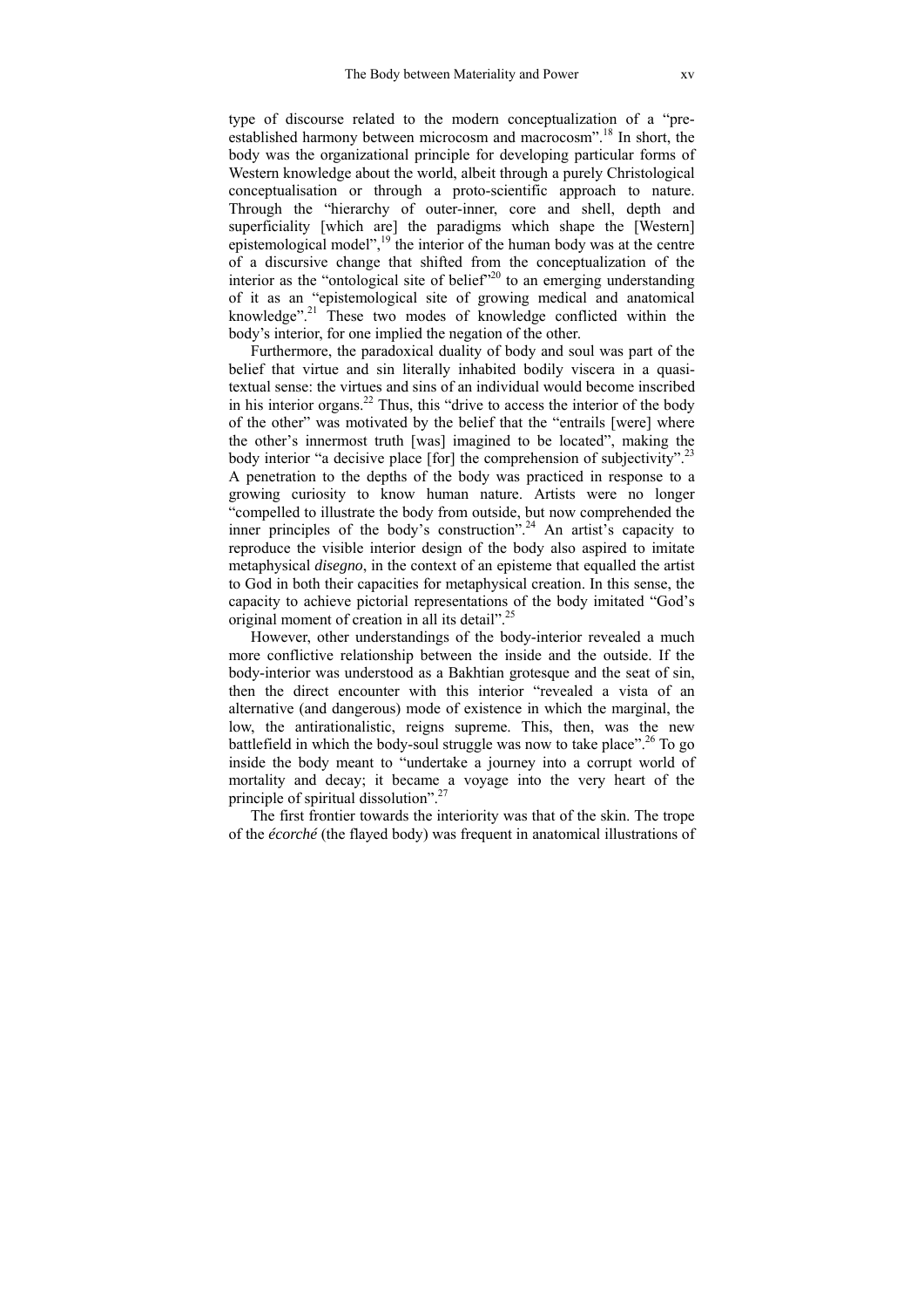type of discourse related to the modern conceptualization of a "pre-established harmony between microcosm and macrocosm".[18] In short, the body was the organizational principle for developing particular forms of Western knowledge about the world, albeit through a purely Christological conceptualisation or through a proto-scientific approach to nature. Through the "hierarchy of outer-inner, core and shell, depth and superficiality [which are] the paradigms which shape the [Western] epistemological model",[19] the interior of the human body was at the centre of a discursive change that shifted from the conceptualization of the interior as the "ontological site of belief"[20] to an emerging understanding of it as an "epistemological site of growing medical and anatomical knowledge".[21] These two modes of knowledge conflicted within the body's interior, for one implied the negation of the other.

Furthermore, the paradoxical duality of body and soul was part of the belief that virtue and sin literally inhabited bodily viscera in a quasi-textual sense: the virtues and sins of an individual would become inscribed in his interior organs.[22] Thus, this "drive to access the interior of the body of the other" was motivated by the belief that the "entrails [were] where the other's innermost truth [was] imagined to be located", making the body interior "a decisive place [for] the comprehension of subjectivity".[23] A penetration to the depths of the body was practiced in response to a growing curiosity to know human nature. Artists were no longer "compelled to illustrate the body from outside, but now comprehended the inner principles of the body's construction".[24] An artist's capacity to reproduce the visible interior design of the body also aspired to imitate metaphysical *disegno*, in the context of an episteme that equalled the artist to God in both their capacities for metaphysical creation. In this sense, the capacity to achieve pictorial representations of the body imitated "God's original moment of creation in all its detail".[25]

However, other understandings of the body-interior revealed a much more conflictive relationship between the inside and the outside. If the body-interior was understood as a Bakhtian grotesque and the seat of sin, then the direct encounter with this interior "revealed a vista of an alternative (and dangerous) mode of existence in which the marginal, the low, the antirationalistic, reigns supreme. This, then, was the new battlefield in which the body-soul struggle was now to take place".[26] To go inside the body meant to "undertake a journey into a corrupt world of mortality and decay; it became a voyage into the very heart of the principle of spiritual dissolution".[27]

The first frontier towards the interiority was that of the skin. The trope of the *écorché* (the flayed body) was frequent in anatomical illustrations of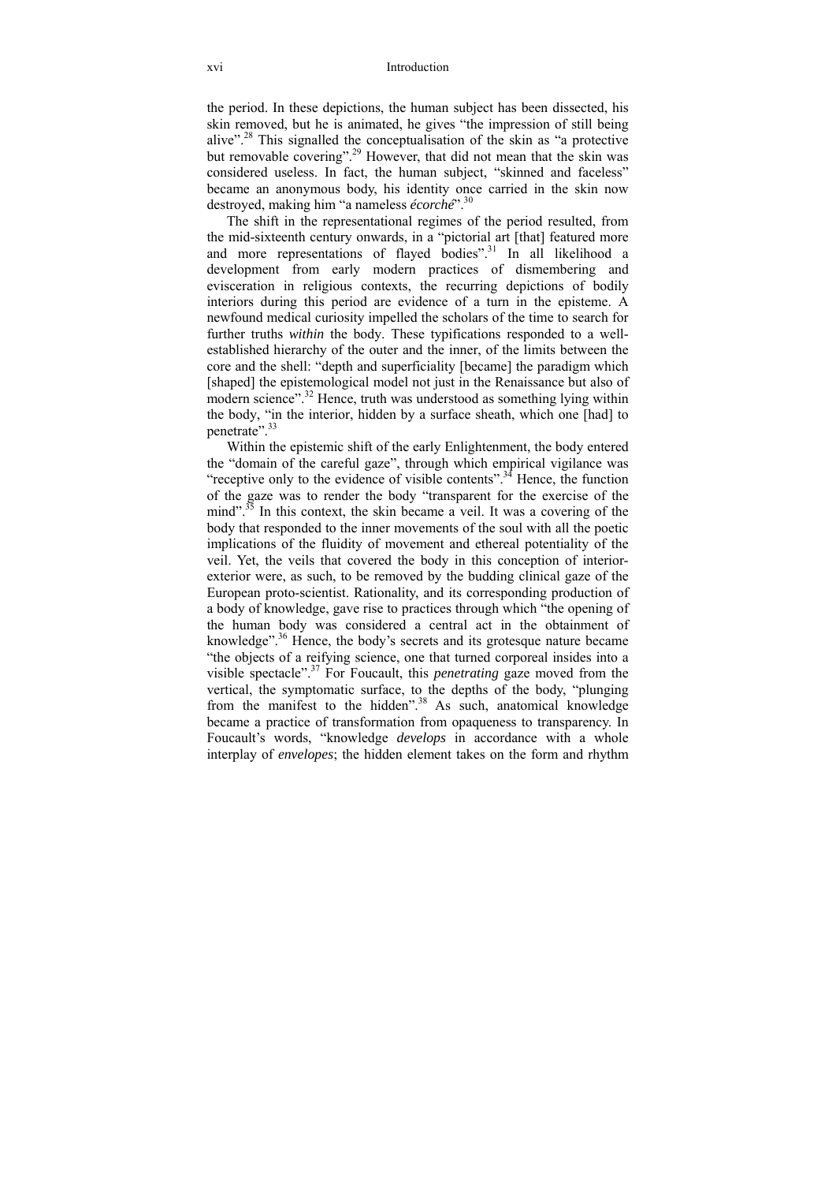the period. In these depictions, the human subject has been dissected, his skin removed, but he is animated, he gives "the impression of still being alive".[28] This signalled the conceptualisation of the skin as "a protective but removable covering".[29] However, that did not mean that the skin was considered useless. In fact, the human subject, "skinned and faceless" became an anonymous body, his identity once carried in the skin now destroyed, making him "a nameless *écorché*".[30]

The shift in the representational regimes of the period resulted, from the mid-sixteenth century onwards, in a "pictorial art [that] featured more and more representations of flayed bodies".[31] In all likelihood a development from early modern practices of dismembering and evisceration in religious contexts, the recurring depictions of bodily interiors during this period are evidence of a turn in the episteme. A newfound medical curiosity impelled the scholars of the time to search for further truths *within* the body. These typifications responded to a well-established hierarchy of the outer and the inner, of the limits between the core and the shell: "depth and superficiality [became] the paradigm which [shaped] the epistemological model not just in the Renaissance but also of modern science".[32] Hence, truth was understood as something lying within the body, "in the interior, hidden by a surface sheath, which one [had] to penetrate".[33]

Within the epistemic shift of the early Enlightenment, the body entered the "domain of the careful gaze", through which empirical vigilance was "receptive only to the evidence of visible contents".[34] Hence, the function of the gaze was to render the body "transparent for the exercise of the mind".[35] In this context, the skin became a veil. It was a covering of the body that responded to the inner movements of the soul with all the poetic implications of the fluidity of movement and ethereal potentiality of the veil. Yet, the veils that covered the body in this conception of interior-exterior were, as such, to be removed by the budding clinical gaze of the European proto-scientist. Rationality, and its corresponding production of a body of knowledge, gave rise to practices through which "the opening of the human body was considered a central act in the obtainment of knowledge".[36] Hence, the body's secrets and its grotesque nature became "the objects of a reifying science, one that turned corporeal insides into a visible spectacle".[37] For Foucault, this *penetrating* gaze moved from the vertical, the symptomatic surface, to the depths of the body, "plunging from the manifest to the hidden".[38] As such, anatomical knowledge became a practice of transformation from opaqueness to transparency. In Foucault's words, "knowledge *develops* in accordance with a whole interplay of *envelopes*; the hidden element takes on the form and rhythm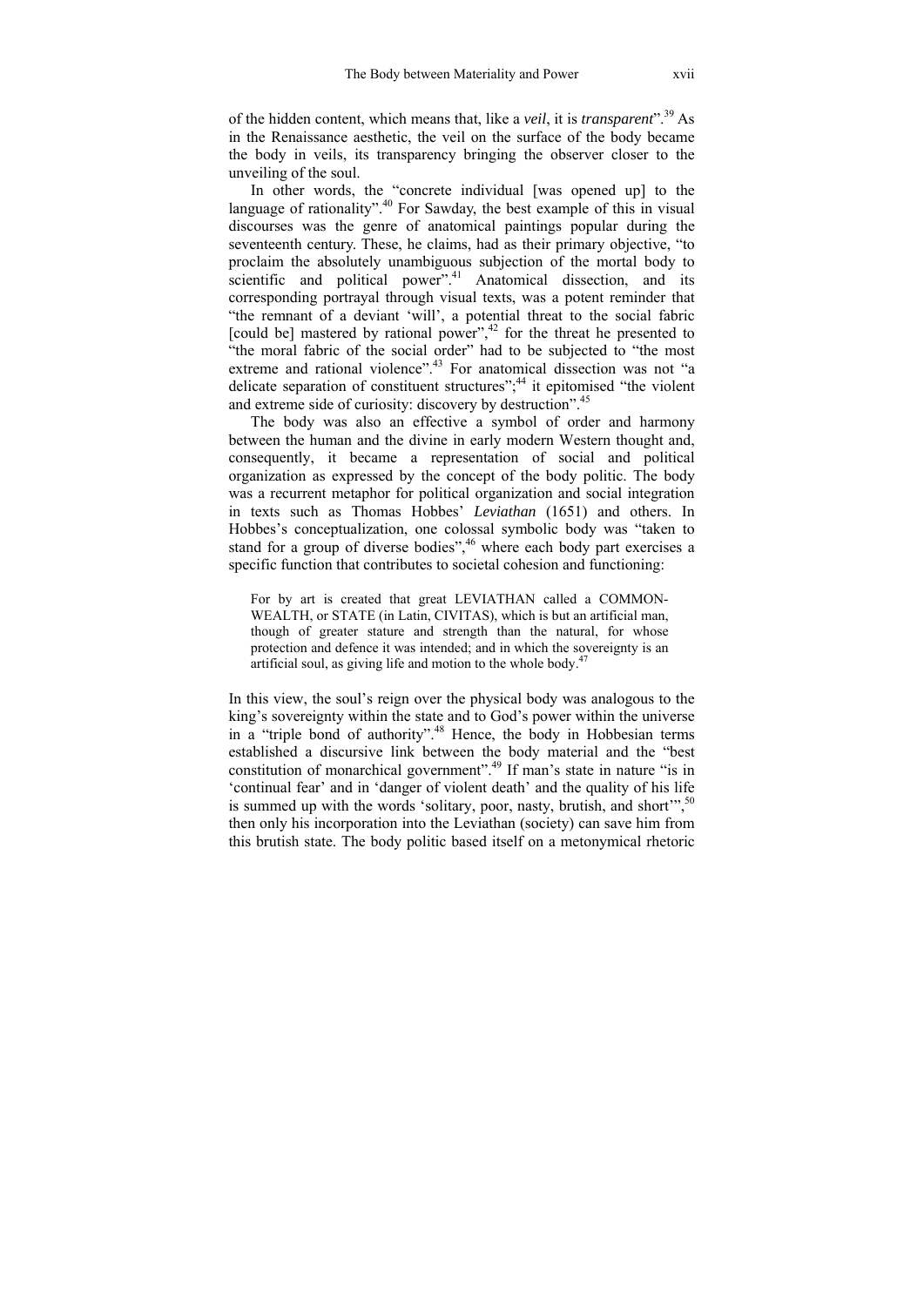of the hidden content, which means that, like a *veil*, it is *transparent*".[39] As in the Renaissance aesthetic, the veil on the surface of the body became the body in veils, its transparency bringing the observer closer to the unveiling of the soul.

In other words, the "concrete individual [was opened up] to the language of rationality".[40] For Sawday, the best example of this in visual discourses was the genre of anatomical paintings popular during the seventeenth century. These, he claims, had as their primary objective, "to proclaim the absolutely unambiguous subjection of the mortal body to scientific and political power".[41] Anatomical dissection, and its corresponding portrayal through visual texts, was a potent reminder that "the remnant of a deviant 'will', a potential threat to the social fabric [could be] mastered by rational power",[42] for the threat he presented to "the moral fabric of the social order" had to be subjected to "the most extreme and rational violence".[43] For anatomical dissection was not "a delicate separation of constituent structures";[44] it epitomised "the violent and extreme side of curiosity: discovery by destruction".[45]

The body was also an effective a symbol of order and harmony between the human and the divine in early modern Western thought and, consequently, it became a representation of social and political organization as expressed by the concept of the body politic. The body was a recurrent metaphor for political organization and social integration in texts such as Thomas Hobbes' *Leviathan* (1651) and others. In Hobbes's conceptualization, one colossal symbolic body was "taken to stand for a group of diverse bodies",[46] where each body part exercises a specific function that contributes to societal cohesion and functioning:

> For by art is created that great LEVIATHAN called a COMMON-WEALTH, or STATE (in Latin, CIVITAS), which is but an artificial man, though of greater stature and strength than the natural, for whose protection and defence it was intended; and in which the sovereignty is an artificial soul, as giving life and motion to the whole body.[47]

In this view, the soul's reign over the physical body was analogous to the king's sovereignty within the state and to God's power within the universe in a "triple bond of authority".[48] Hence, the body in Hobbesian terms established a discursive link between the body material and the "best constitution of monarchical government".[49] If man's state in nature "is in 'continual fear' and in 'danger of violent death' and the quality of his life is summed up with the words 'solitary, poor, nasty, brutish, and short'",[50] then only his incorporation into the Leviathan (society) can save him from this brutish state. The body politic based itself on a metonymical rhetoric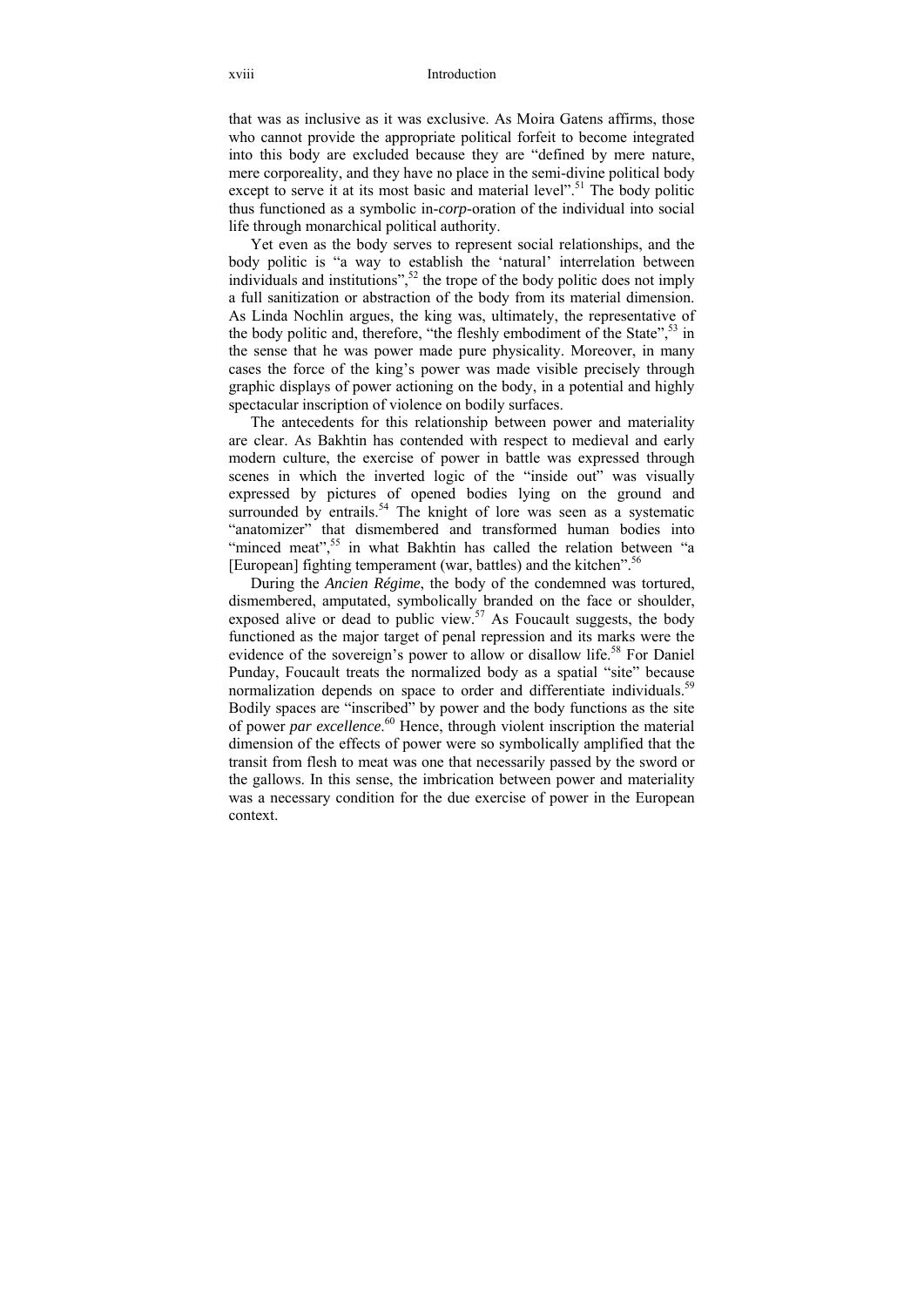that was as inclusive as it was exclusive. As Moira Gatens affirms, those who cannot provide the appropriate political forfeit to become integrated into this body are excluded because they are "defined by mere nature, mere corporeality, and they have no place in the semi-divine political body except to serve it at its most basic and material level".[51] The body politic thus functioned as a symbolic in-*corp*-oration of the individual into social life through monarchical political authority.

Yet even as the body serves to represent social relationships, and the body politic is "a way to establish the 'natural' interrelation between individuals and institutions",[52] the trope of the body politic does not imply a full sanitization or abstraction of the body from its material dimension. As Linda Nochlin argues, the king was, ultimately, the representative of the body politic and, therefore, "the fleshly embodiment of the State",[53] in the sense that he was power made pure physicality. Moreover, in many cases the force of the king's power was made visible precisely through graphic displays of power actioning on the body, in a potential and highly spectacular inscription of violence on bodily surfaces.

The antecedents for this relationship between power and materiality are clear. As Bakhtin has contended with respect to medieval and early modern culture, the exercise of power in battle was expressed through scenes in which the inverted logic of the "inside out" was visually expressed by pictures of opened bodies lying on the ground and surrounded by entrails.[54] The knight of lore was seen as a systematic "anatomizer" that dismembered and transformed human bodies into "minced meat",[55] in what Bakhtin has called the relation between "a [European] fighting temperament (war, battles) and the kitchen".[56]

During the *Ancien Régime*, the body of the condemned was tortured, dismembered, amputated, symbolically branded on the face or shoulder, exposed alive or dead to public view.[57] As Foucault suggests, the body functioned as the major target of penal repression and its marks were the evidence of the sovereign's power to allow or disallow life.[58] For Daniel Punday, Foucault treats the normalized body as a spatial "site" because normalization depends on space to order and differentiate individuals.[59] Bodily spaces are "inscribed" by power and the body functions as the site of power *par excellence*.[60] Hence, through violent inscription the material dimension of the effects of power were so symbolically amplified that the transit from flesh to meat was one that necessarily passed by the sword or the gallows. In this sense, the imbrication between power and materiality was a necessary condition for the due exercise of power in the European context.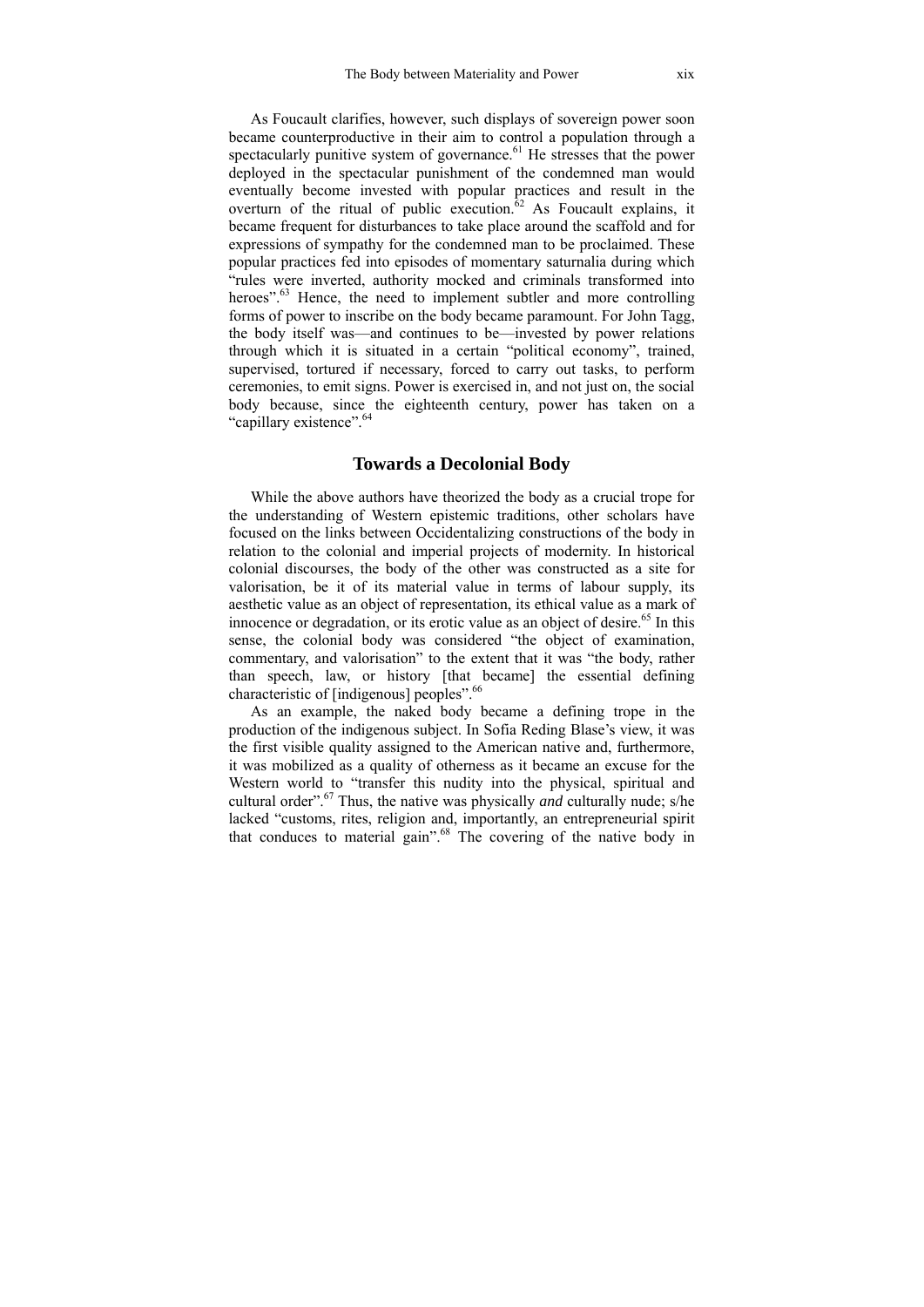As Foucault clarifies, however, such displays of sovereign power soon became counterproductive in their aim to control a population through a spectacularly punitive system of governance.[61] He stresses that the power deployed in the spectacular punishment of the condemned man would eventually become invested with popular practices and result in the overturn of the ritual of public execution.[62] As Foucault explains, it became frequent for disturbances to take place around the scaffold and for expressions of sympathy for the condemned man to be proclaimed. These popular practices fed into episodes of momentary saturnalia during which "rules were inverted, authority mocked and criminals transformed into heroes".[63] Hence, the need to implement subtler and more controlling forms of power to inscribe on the body became paramount. For John Tagg, the body itself was—and continues to be—invested by power relations through which it is situated in a certain "political economy", trained, supervised, tortured if necessary, forced to carry out tasks, to perform ceremonies, to emit signs. Power is exercised in, and not just on, the social body because, since the eighteenth century, power has taken on a "capillary existence".[64]

## Towards a Decolonial Body

While the above authors have theorized the body as a crucial trope for the understanding of Western epistemic traditions, other scholars have focused on the links between Occidentalizing constructions of the body in relation to the colonial and imperial projects of modernity. In historical colonial discourses, the body of the other was constructed as a site for valorisation, be it of its material value in terms of labour supply, its aesthetic value as an object of representation, its ethical value as a mark of innocence or degradation, or its erotic value as an object of desire.[65] In this sense, the colonial body was considered "the object of examination, commentary, and valorisation" to the extent that it was "the body, rather than speech, law, or history [that became] the essential defining characteristic of [indigenous] peoples".[66]

As an example, the naked body became a defining trope in the production of the indigenous subject. In Sofia Reding Blase's view, it was the first visible quality assigned to the American native and, furthermore, it was mobilized as a quality of otherness as it became an excuse for the Western world to "transfer this nudity into the physical, spiritual and cultural order".[67] Thus, the native was physically *and* culturally nude; s/he lacked "customs, rites, religion and, importantly, an entrepreneurial spirit that conduces to material gain".[68] The covering of the native body in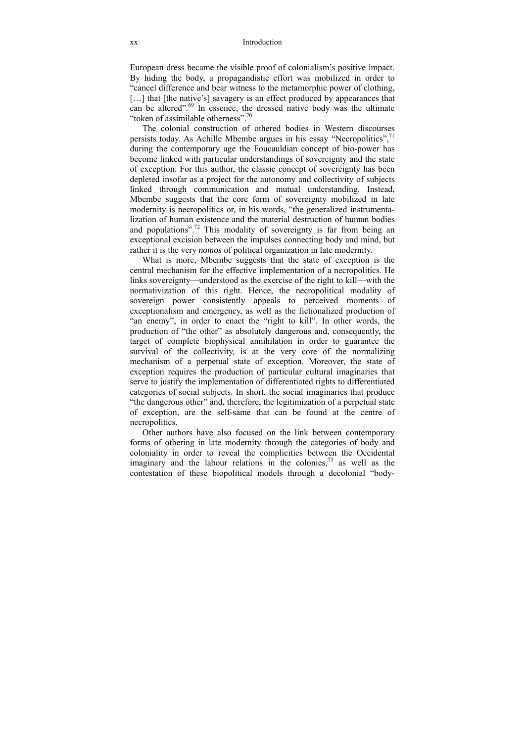European dress became the visible proof of colonialism's positive impact. By hiding the body, a propagandistic effort was mobilized in order to "cancel difference and bear witness to the metamorphic power of clothing, […] that [the native's] savagery is an effect produced by appearances that can be altered".[69] In essence, the dressed native body was the ultimate "token of assimilable otherness".[70]

The colonial construction of othered bodies in Western discourses persists today. As Achille Mbembe argues in his essay "Necropolitics",[71] during the contemporary age the Foucauldian concept of bio-power has become linked with particular understandings of sovereignty and the state of exception. For this author, the classic concept of sovereignty has been depleted insofar as a project for the autonomy and collectivity of subjects linked through communication and mutual understanding. Instead, Mbembe suggests that the core form of sovereignty mobilized in late modernity is necropolitics or, in his words, "the generalized instrumentalization of human existence and the material destruction of human bodies and populations".[72] This modality of sovereignty is far from being an exceptional excision between the impulses connecting body and mind, but rather it is the very *nomos* of political organization in late modernity.

What is more, Mbembe suggests that the state of exception is the central mechanism for the effective implementation of a necropolitics. He links sovereignty—understood as the exercise of the right to kill—with the normativization of this right. Hence, the necropolitical modality of sovereign power consistently appeals to perceived moments of exceptionalism and emergency, as well as the fictionalized production of "an enemy", in order to enact the "right to kill". In other words, the production of "the other" as absolutely dangerous and, consequently, the target of complete biophysical annihilation in order to guarantee the survival of the collectivity, is at the very core of the normalizing mechanism of a perpetual state of exception. Moreover, the state of exception requires the production of particular cultural imaginaries that serve to justify the implementation of differentiated rights to differentiated categories of social subjects. In short, the social imaginaries that produce "the dangerous other" and, therefore, the legitimization of a perpetual state of exception, are the self-same that can be found at the centre of necropolitics.

Other authors have also focused on the link between contemporary forms of othering in late modernity through the categories of body and coloniality in order to reveal the complicities between the Occidental imaginary and the labour relations in the colonies,[73] as well as the contestation of these biopolitical models through a decolonial "body-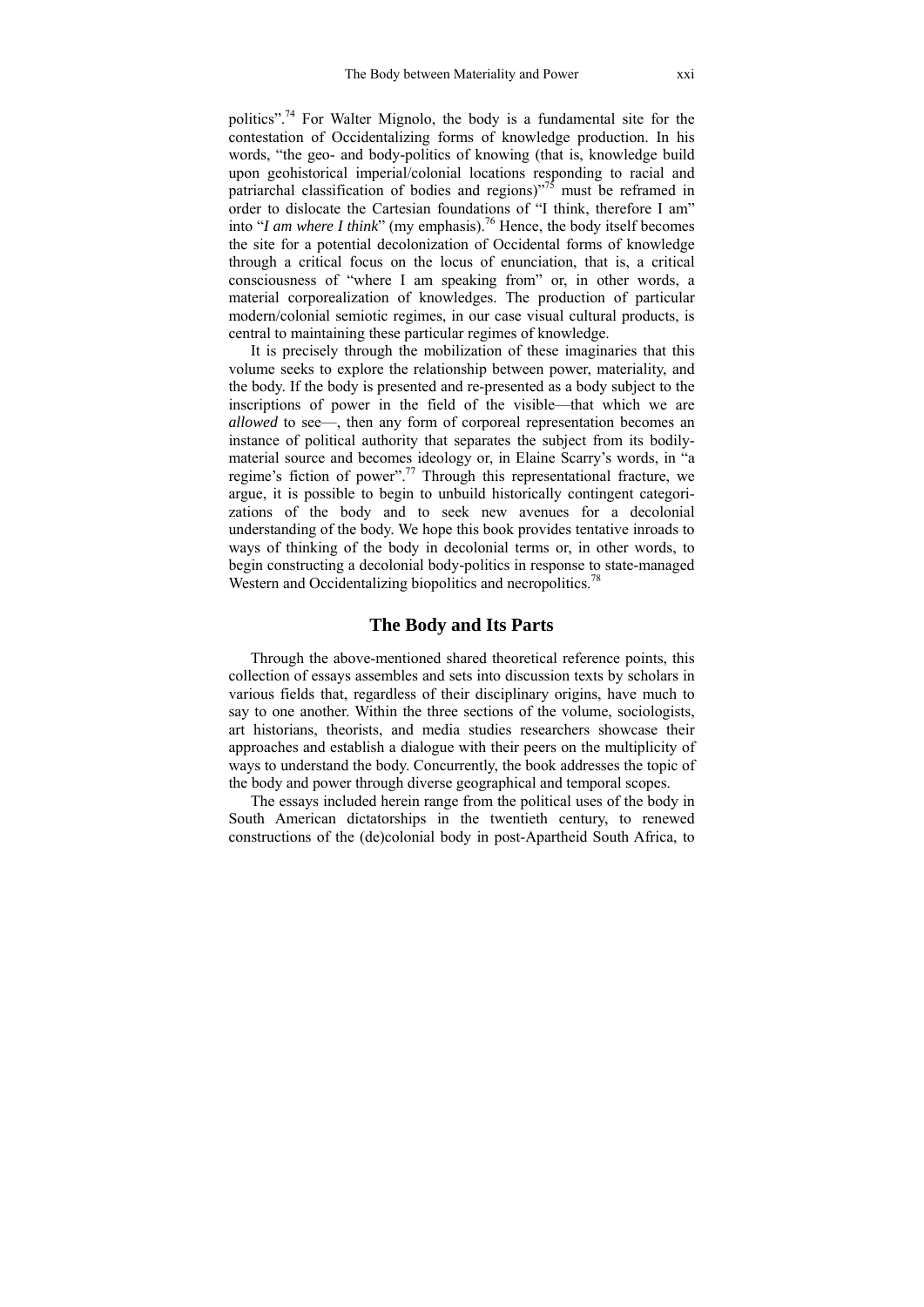politics".[74] For Walter Mignolo, the body is a fundamental site for the contestation of Occidentalizing forms of knowledge production. In his words, "the geo- and body-politics of knowing (that is, knowledge build upon geohistorical imperial/colonial locations responding to racial and patriarchal classification of bodies and regions)"[75] must be reframed in order to dislocate the Cartesian foundations of "I think, therefore I am" into "*I am where I think*" (my emphasis).[76] Hence, the body itself becomes the site for a potential decolonization of Occidental forms of knowledge through a critical focus on the locus of enunciation, that is, a critical consciousness of "where I am speaking from" or, in other words, a material corporealization of knowledges. The production of particular modern/colonial semiotic regimes, in our case visual cultural products, is central to maintaining these particular regimes of knowledge.

It is precisely through the mobilization of these imaginaries that this volume seeks to explore the relationship between power, materiality, and the body. If the body is presented and re-presented as a body subject to the inscriptions of power in the field of the visible—that which we are *allowed* to see—, then any form of corporeal representation becomes an instance of political authority that separates the subject from its bodily-material source and becomes ideology or, in Elaine Scarry's words, in "a regime's fiction of power".[77] Through this representational fracture, we argue, it is possible to begin to unbuild historically contingent categorizations of the body and to seek new avenues for a decolonial understanding of the body. We hope this book provides tentative inroads to ways of thinking of the body in decolonial terms or, in other words, to begin constructing a decolonial body-politics in response to state-managed Western and Occidentalizing biopolitics and necropolitics.[78]

## The Body and Its Parts

Through the above-mentioned shared theoretical reference points, this collection of essays assembles and sets into discussion texts by scholars in various fields that, regardless of their disciplinary origins, have much to say to one another. Within the three sections of the volume, sociologists, art historians, theorists, and media studies researchers showcase their approaches and establish a dialogue with their peers on the multiplicity of ways to understand the body. Concurrently, the book addresses the topic of the body and power through diverse geographical and temporal scopes.

The essays included herein range from the political uses of the body in South American dictatorships in the twentieth century, to renewed constructions of the (de)colonial body in post-Apartheid South Africa, to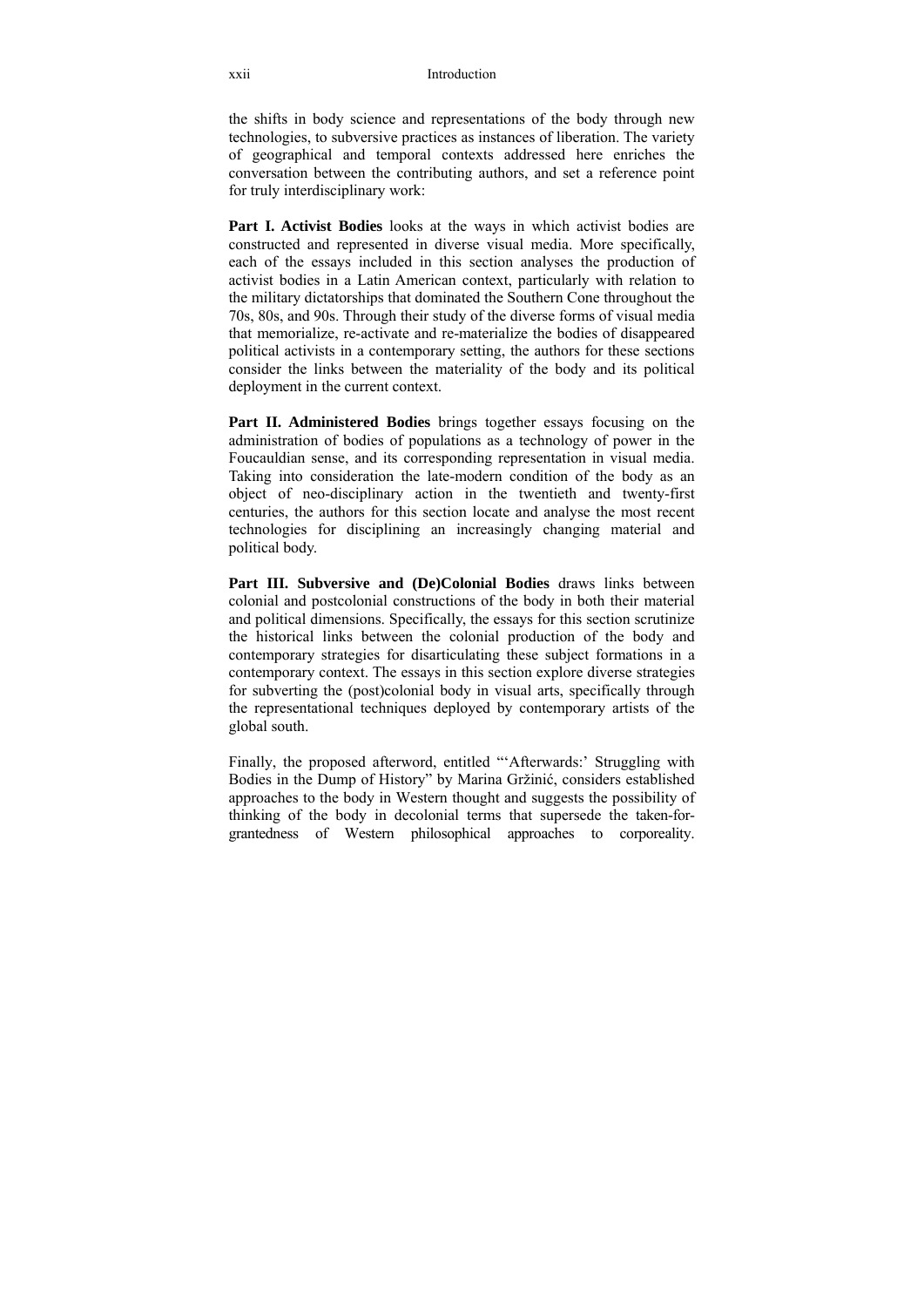the shifts in body science and representations of the body through new technologies, to subversive practices as instances of liberation. The variety of geographical and temporal contexts addressed here enriches the conversation between the contributing authors, and set a reference point for truly interdisciplinary work:

**Part I. Activist Bodies** looks at the ways in which activist bodies are constructed and represented in diverse visual media. More specifically, each of the essays included in this section analyses the production of activist bodies in a Latin American context, particularly with relation to the military dictatorships that dominated the Southern Cone throughout the 70s, 80s, and 90s. Through their study of the diverse forms of visual media that memorialize, re-activate and re-materialize the bodies of disappeared political activists in a contemporary setting, the authors for these sections consider the links between the materiality of the body and its political deployment in the current context.

**Part II. Administered Bodies** brings together essays focusing on the administration of bodies of populations as a technology of power in the Foucauldian sense, and its corresponding representation in visual media. Taking into consideration the late-modern condition of the body as an object of neo-disciplinary action in the twentieth and twenty-first centuries, the authors for this section locate and analyse the most recent technologies for disciplining an increasingly changing material and political body.

**Part III. Subversive and (De)Colonial Bodies** draws links between colonial and postcolonial constructions of the body in both their material and political dimensions. Specifically, the essays for this section scrutinize the historical links between the colonial production of the body and contemporary strategies for disarticulating these subject formations in a contemporary context. The essays in this section explore diverse strategies for subverting the (post)colonial body in visual arts, specifically through the representational techniques deployed by contemporary artists of the global south.

Finally, the proposed afterword, entitled "'Afterwards:' Struggling with Bodies in the Dump of History" by Marina Gržinić, considers established approaches to the body in Western thought and suggests the possibility of thinking of the body in decolonial terms that supersede the taken-for-grantedness of Western philosophical approaches to corporeality.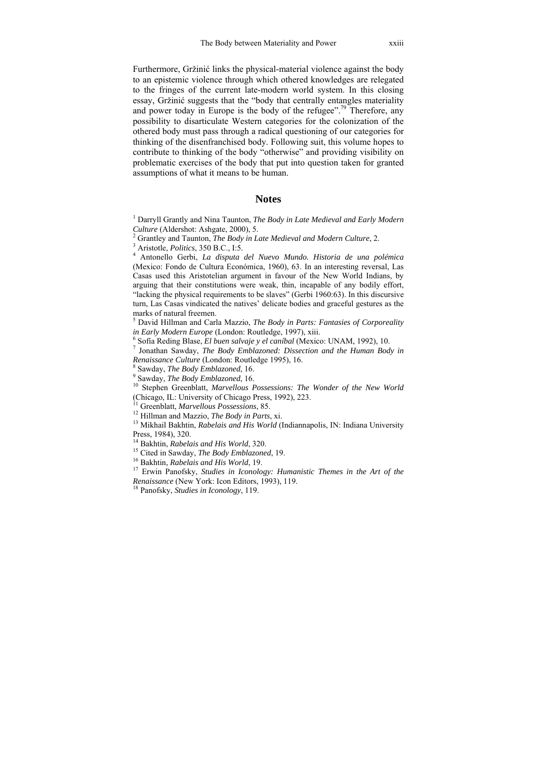Furthermore, Gržinić links the physical-material violence against the body to an epistemic violence through which othered knowledges are relegated to the fringes of the current late-modern world system. In this closing essay, Gržinić suggests that the "body that centrally entangles materiality and power today in Europe is the body of the refugee".[79] Therefore, any possibility to disarticulate Western categories for the colonization of the othered body must pass through a radical questioning of our categories for thinking of the disenfranchised body. Following suit, this volume hopes to contribute to thinking of the body "otherwise" and providing visibility on problematic exercises of the body that put into question taken for granted assumptions of what it means to be human.

## Notes

[1] Darryll Grantly and Nina Taunton, *The Body in Late Medieval and Early Modern Culture* (Aldershot: Ashgate, 2000), 5.

[2] Grantley and Taunton, *The Body in Late Medieval and Modern Culture*, 2.

[3] Aristotle, *Politics*, 350 B.C., I:5.

[4] Antonello Gerbi, *La disputa del Nuevo Mundo. Historia de una polémica* (Mexico: Fondo de Cultura Económica, 1960), 63. In an interesting reversal, Las Casas used this Aristotelian argument in favour of the New World Indians, by arguing that their constitutions were weak, thin, incapable of any bodily effort, "lacking the physical requirements to be slaves" (Gerbi 1960:63). In this discursive turn, Las Casas vindicated the natives' delicate bodies and graceful gestures as the marks of natural freemen.

[5] David Hillman and Carla Mazzio, *The Body in Parts: Fantasies of Corporeality in Early Modern Europe* (London: Routledge, 1997), xiii.

[6] Sofía Reding Blase, *El buen salvaje y el caníbal* (Mexico: UNAM, 1992), 10.

[7] Jonathan Sawday, *The Body Emblazoned: Dissection and the Human Body in Renaissance Culture* (London: Routledge 1995), 16.

[8] Sawday, *The Body Emblazoned*, 16.

[9] Sawday, *The Body Emblazoned*, 16.

[10] Stephen Greenblatt, *Marvellous Possessions: The Wonder of the New World* (Chicago, IL: University of Chicago Press, 1992), 223.

[11] Greenblatt, *Marvellous Possessions*, 85.

[12] Hillman and Mazzio, *The Body in Parts*, xi.

[13] Mikhail Bakhtin, *Rabelais and His World* (Indiannapolis, IN: Indiana University Press, 1984), 320.

[14] Bakhtin, *Rabelais and His World*, 320.

[15] Cited in Sawday, *The Body Emblazoned*, 19.

[16] Bakhtin, *Rabelais and His World*, 19.

[17] Erwin Panofsky, *Studies in Iconology: Humanistic Themes in the Art of the Renaissance* (New York: Icon Editors, 1993), 119.

[18] Panofsky, *Studies in Iconology*, 119.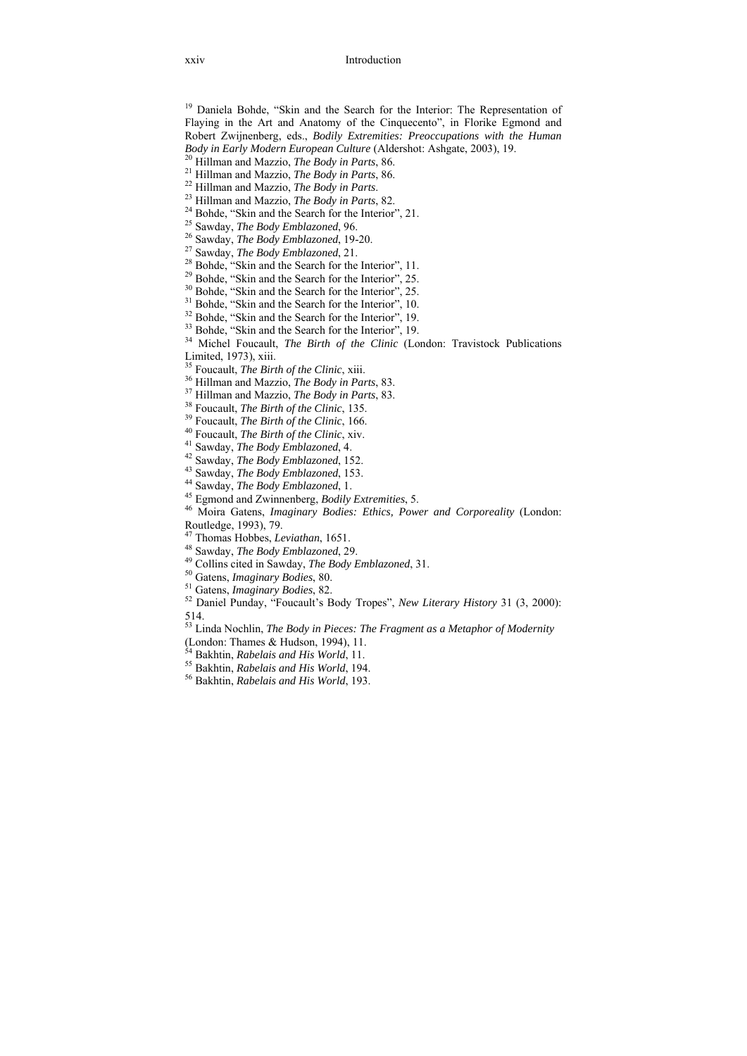[19] Daniela Bohde, "Skin and the Search for the Interior: The Representation of Flaying in the Art and Anatomy of the Cinquecento", in Florike Egmond and Robert Zwijnenberg, eds., *Bodily Extremities: Preoccupations with the Human Body in Early Modern European Culture* (Aldershot: Ashgate, 2003), 19.
[20] Hillman and Mazzio, *The Body in Parts*, 86.
[21] Hillman and Mazzio, *The Body in Parts*, 86.
[22] Hillman and Mazzio, *The Body in Parts*.
[23] Hillman and Mazzio, *The Body in Parts*, 82.
[24] Bohde, "Skin and the Search for the Interior", 21.
[25] Sawday, *The Body Emblazoned*, 96.
[26] Sawday, *The Body Emblazoned*, 19-20.
[27] Sawday, *The Body Emblazoned*, 21.
[28] Bohde, "Skin and the Search for the Interior", 11.
[29] Bohde, "Skin and the Search for the Interior", 25.
[30] Bohde, "Skin and the Search for the Interior", 25.
[31] Bohde, "Skin and the Search for the Interior", 10.
[32] Bohde, "Skin and the Search for the Interior", 19.
[33] Bohde, "Skin and the Search for the Interior", 19.
[34] Michel Foucault, *The Birth of the Clinic* (London: Travistock Publications Limited, 1973), xiii.
[35] Foucault, *The Birth of the Clinic*, xiii.
[36] Hillman and Mazzio, *The Body in Parts*, 83.
[37] Hillman and Mazzio, *The Body in Parts*, 83.
[38] Foucault, *The Birth of the Clinic*, 135.
[39] Foucault, *The Birth of the Clinic*, 166.
[40] Foucault, *The Birth of the Clinic*, xiv.
[41] Sawday, *The Body Emblazoned*, 4.
[42] Sawday, *The Body Emblazoned*, 152.
[43] Sawday, *The Body Emblazoned*, 153.
[44] Sawday, *The Body Emblazoned*, 1.
[45] Egmond and Zwinnenberg, *Bodily Extremities*, 5.
[46] Moira Gatens, *Imaginary Bodies: Ethics, Power and Corporeality* (London: Routledge, 1993), 79.
[47] Thomas Hobbes, *Leviathan*, 1651.
[48] Sawday, *The Body Emblazoned*, 29.
[49] Collins cited in Sawday, *The Body Emblazoned*, 31.
[50] Gatens, *Imaginary Bodies*, 80.
[51] Gatens, *Imaginary Bodies*, 82.
[52] Daniel Punday, "Foucault's Body Tropes", *New Literary History* 31 (3, 2000): 514.
[53] Linda Nochlin, *The Body in Pieces: The Fragment as a Metaphor of Modernity* (London: Thames & Hudson, 1994), 11.
[54] Bakhtin, *Rabelais and His World*, 11.
[55] Bakhtin, *Rabelais and His World*, 194.
[56] Bakhtin, *Rabelais and His World*, 193.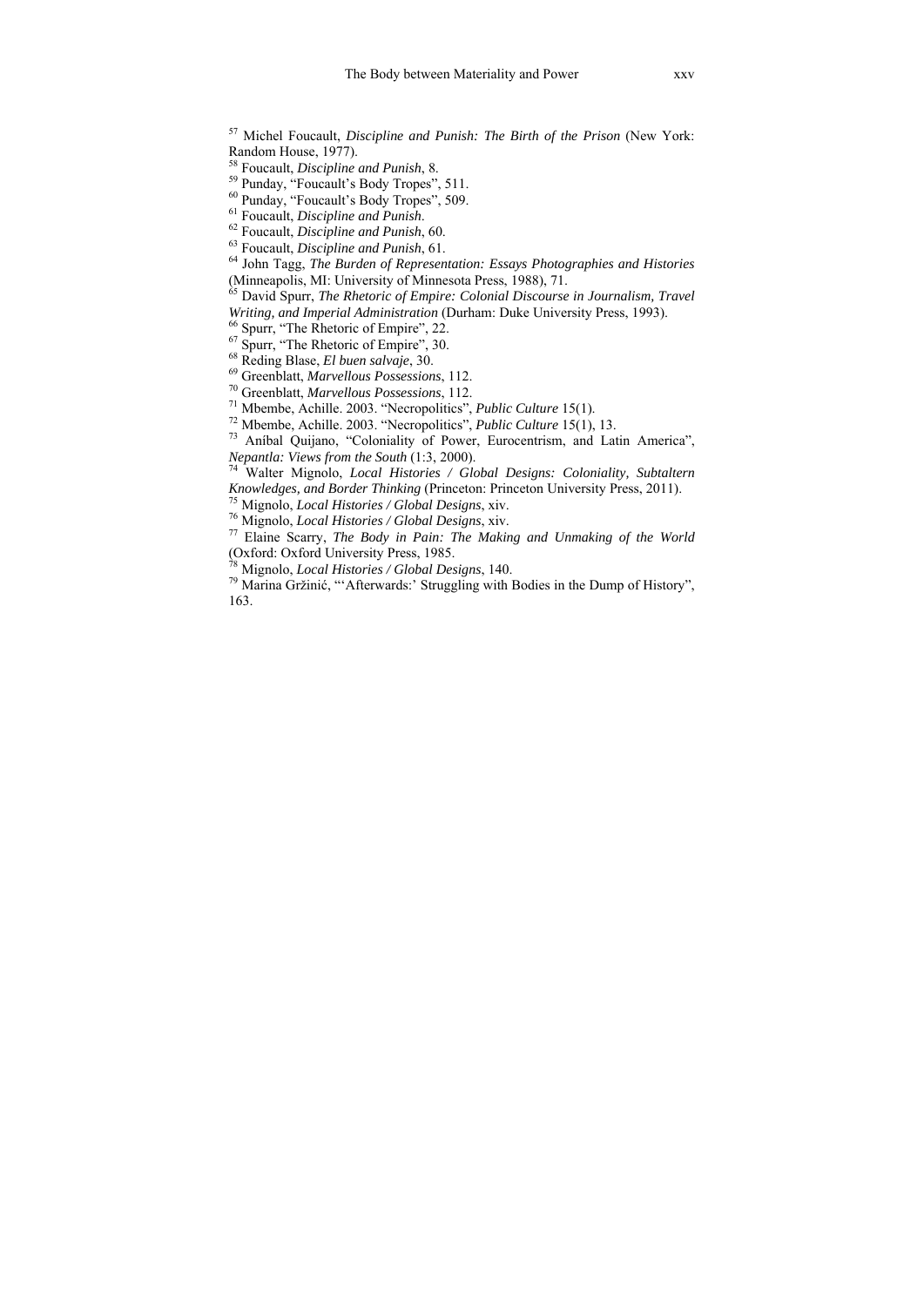[57] Michel Foucault, *Discipline and Punish: The Birth of the Prison* (New York: Random House, 1977).
[58] Foucault, *Discipline and Punish*, 8.
[59] Punday, "Foucault's Body Tropes", 511.
[60] Punday, "Foucault's Body Tropes", 509.
[61] Foucault, *Discipline and Punish*.
[62] Foucault, *Discipline and Punish*, 60.
[63] Foucault, *Discipline and Punish*, 61.
[64] John Tagg, *The Burden of Representation: Essays Photographies and Histories* (Minneapolis, MI: University of Minnesota Press, 1988), 71.
[65] David Spurr, *The Rhetoric of Empire: Colonial Discourse in Journalism, Travel Writing, and Imperial Administration* (Durham: Duke University Press, 1993).
[66] Spurr, "The Rhetoric of Empire", 22.
[67] Spurr, "The Rhetoric of Empire", 30.
[68] Reding Blase, *El buen salvaje*, 30.
[69] Greenblatt, *Marvellous Possessions*, 112.
[70] Greenblatt, *Marvellous Possessions*, 112.
[71] Mbembe, Achille. 2003. "Necropolitics", *Public Culture* 15(1).
[72] Mbembe, Achille. 2003. "Necropolitics", *Public Culture* 15(1), 13.
[73] Aníbal Quijano, "Coloniality of Power, Eurocentrism, and Latin America", *Nepantla: Views from the South* (1:3, 2000).
[74] Walter Mignolo, *Local Histories / Global Designs: Coloniality, Subtaltern Knowledges, and Border Thinking* (Princeton: Princeton University Press, 2011).
[75] Mignolo, *Local Histories / Global Designs*, xiv.
[76] Mignolo, *Local Histories / Global Designs*, xiv.
[77] Elaine Scarry, *The Body in Pain: The Making and Unmaking of the World* (Oxford: Oxford University Press, 1985.
[78] Mignolo, *Local Histories / Global Designs*, 140.
[79] Marina Gržinić, "'Afterwards:' Struggling with Bodies in the Dump of History", 163.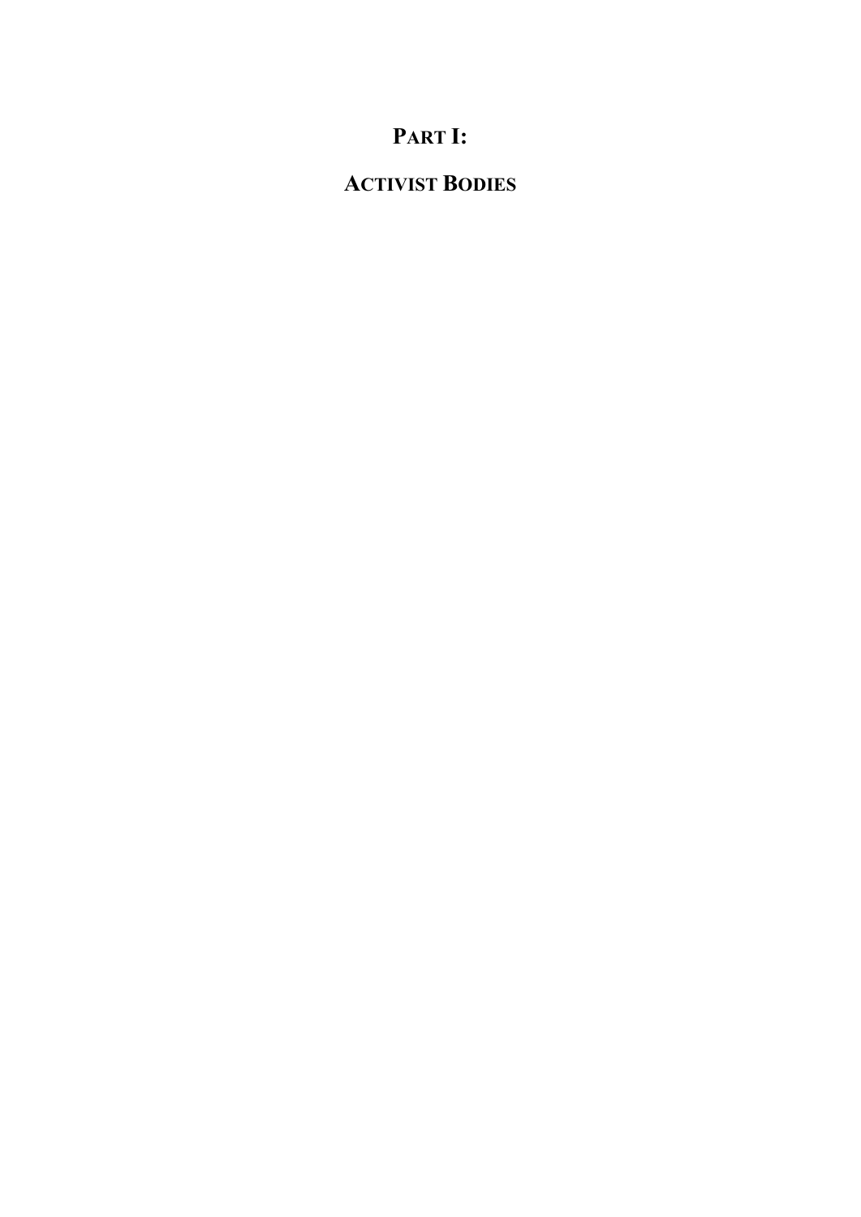# PART I:

# ACTIVIST BODIES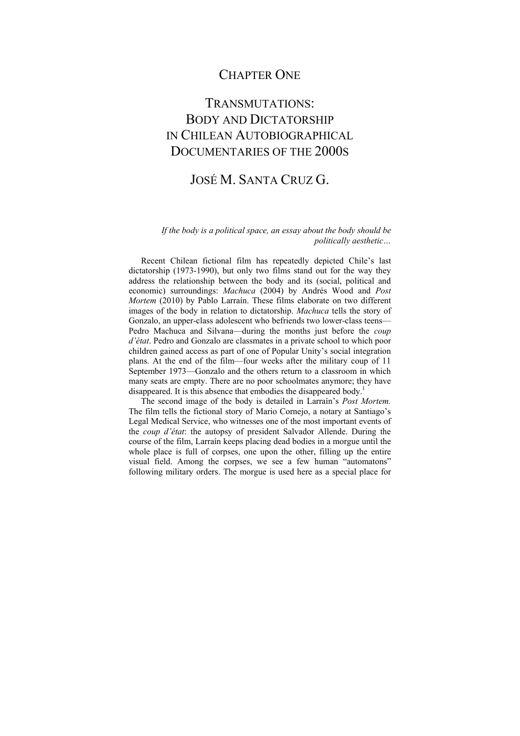# Chapter One

# Transmutations: Body and Dictatorship in Chilean Autobiographical Documentaries of the 2000s

## José M. Santa Cruz G.

> *If the body is a political space, an essay about the body should be politically aesthetic…*

Recent Chilean fictional film has repeatedly depicted Chile's last dictatorship (1973-1990), but only two films stand out for the way they address the relationship between the body and its (social, political and economic) surroundings: *Machuca* (2004) by Andrés Wood and *Post Mortem* (2010) by Pablo Larraín. These films elaborate on two different images of the body in relation to dictatorship. *Machuca* tells the story of Gonzalo, an upper-class adolescent who befriends two lower-class teens—Pedro Machuca and Silvana—during the months just before the *coup d'état*. Pedro and Gonzalo are classmates in a private school to which poor children gained access as part of one of Popular Unity's social integration plans. At the end of the film—four weeks after the military coup of 11 September 1973—Gonzalo and the others return to a classroom in which many seats are empty. There are no poor schoolmates anymore; they have disappeared. It is this absence that embodies the disappeared body.[1]

The second image of the body is detailed in Larraín's *Post Mortem.* The film tells the fictional story of Mario Cornejo, a notary at Santiago's Legal Medical Service, who witnesses one of the most important events of the *coup d'état*: the autopsy of president Salvador Allende. During the course of the film, Larraín keeps placing dead bodies in a morgue until the whole place is full of corpses, one upon the other, filling up the entire visual field. Among the corpses, we see a few human "automatons" following military orders. The morgue is used here as a special place for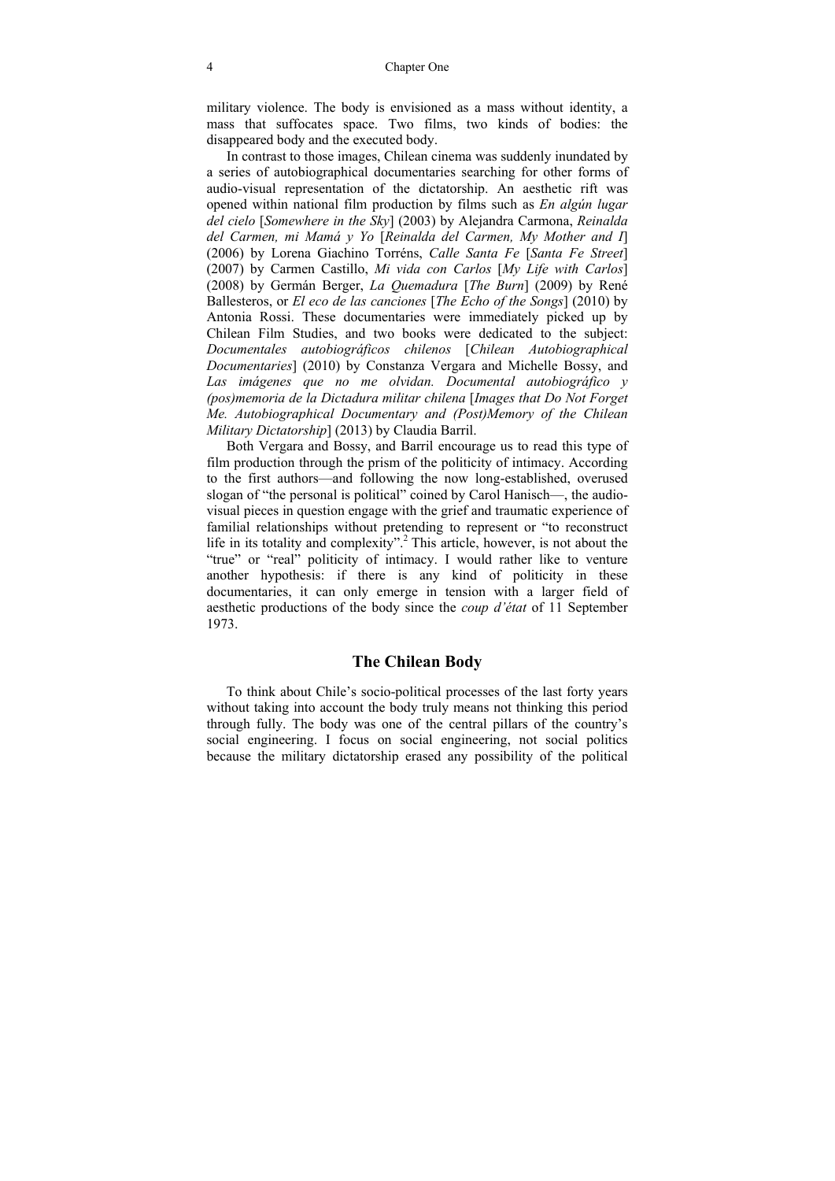military violence. The body is envisioned as a mass without identity, a mass that suffocates space. Two films, two kinds of bodies: the disappeared body and the executed body.

In contrast to those images, Chilean cinema was suddenly inundated by a series of autobiographical documentaries searching for other forms of audio-visual representation of the dictatorship. An aesthetic rift was opened within national film production by films such as *En algún lugar del cielo* [*Somewhere in the Sky*] (2003) by Alejandra Carmona, *Reinalda del Carmen, mi Mamá y Yo* [*Reinalda del Carmen, My Mother and I*] (2006) by Lorena Giachino Torréns, *Calle Santa Fe* [*Santa Fe Street*] (2007) by Carmen Castillo, *Mi vida con Carlos* [*My Life with Carlos*] (2008) by Germán Berger, *La Quemadura* [*The Burn*] (2009) by René Ballesteros, or *El eco de las canciones* [*The Echo of the Songs*] (2010) by Antonia Rossi. These documentaries were immediately picked up by Chilean Film Studies, and two books were dedicated to the subject: *Documentales autobiográficos chilenos* [*Chilean Autobiographical Documentaries*] (2010) by Constanza Vergara and Michelle Bossy, and *Las imágenes que no me olvidan. Documental autobiográfico y (pos)memoria de la Dictadura militar chilena* [*Images that Do Not Forget Me. Autobiographical Documentary and (Post)Memory of the Chilean Military Dictatorship*] (2013) by Claudia Barril.

Both Vergara and Bossy, and Barril encourage us to read this type of film production through the prism of the politicity of intimacy. According to the first authors—and following the now long-established, overused slogan of "the personal is political" coined by Carol Hanisch—, the audio-visual pieces in question engage with the grief and traumatic experience of familial relationships without pretending to represent or "to reconstruct life in its totality and complexity".[2] This article, however, is not about the "true" or "real" politicity of intimacy. I would rather like to venture another hypothesis: if there is any kind of politicity in these documentaries, it can only emerge in tension with a larger field of aesthetic productions of the body since the *coup d'état* of 11 September 1973.

## The Chilean Body

To think about Chile's socio-political processes of the last forty years without taking into account the body truly means not thinking this period through fully. The body was one of the central pillars of the country's social engineering. I focus on social engineering, not social politics because the military dictatorship erased any possibility of the political